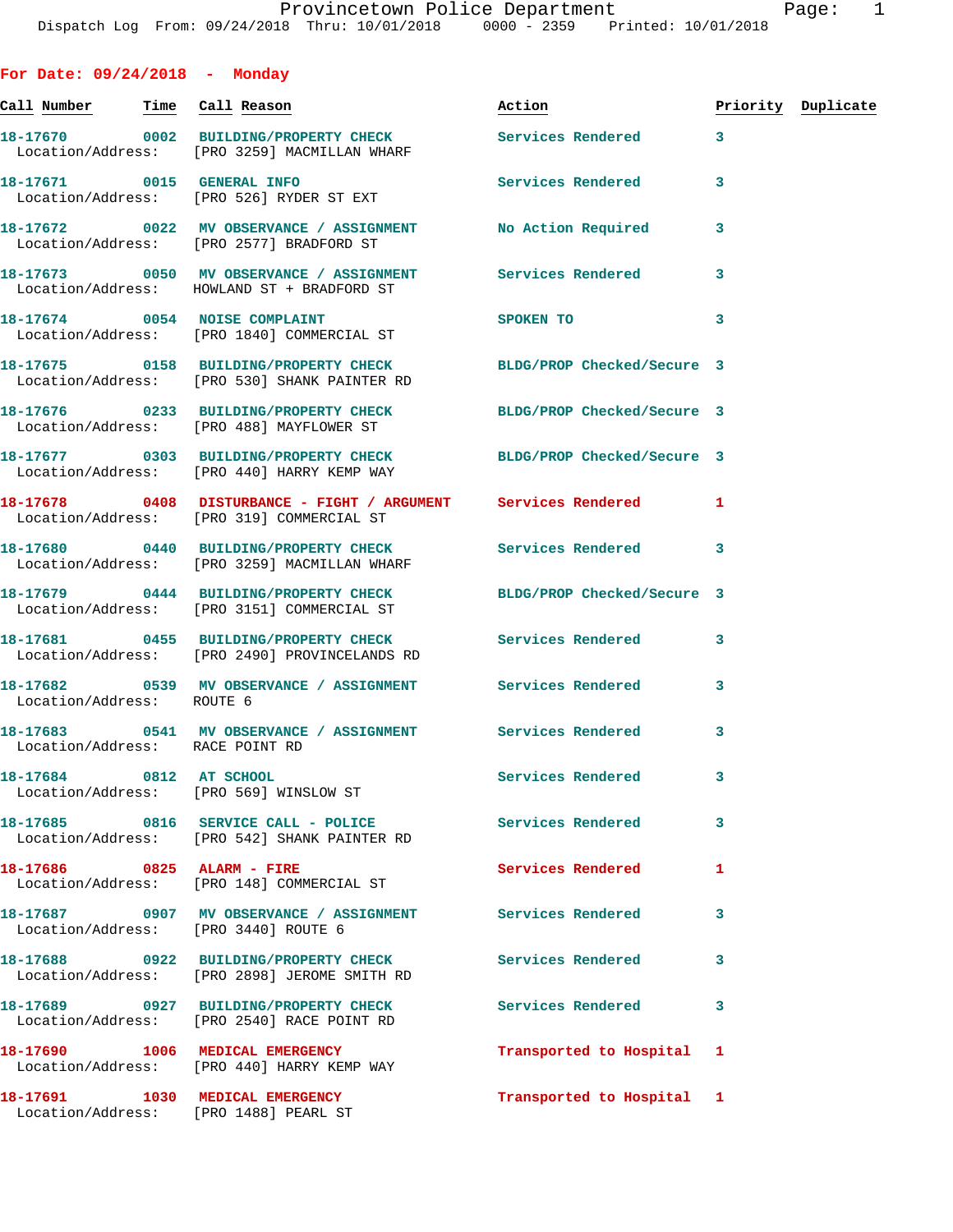Provincetown Police Department

Dispatch Log From: 09/24/2018 Thru: 10/01/2018 0000 - 2359 Printed: 10/01/2018

## For Date: 09/24/2018 - Monday

| Call Number | Time | Call Reason | Action | Priority | Duplicate |
|---|---|---|---|---|---|
| 18-17670 | 0002 | BUILDING/PROPERTY CHECK<br>Location/Address: [PRO 3259] MACMILLAN WHARF | Services Rendered | 3 | |
| 18-17671 | 0015 | GENERAL INFO<br>Location/Address: [PRO 526] RYDER ST EXT | Services Rendered | 3 | |
| 18-17672 | 0022 | MV OBSERVANCE / ASSIGNMENT<br>Location/Address: [PRO 2577] BRADFORD ST | No Action Required | 3 | |
| 18-17673 | 0050 | MV OBSERVANCE / ASSIGNMENT<br>Location/Address: HOWLAND ST + BRADFORD ST | Services Rendered | 3 | |
| 18-17674 | 0054 | NOISE COMPLAINT<br>Location/Address: [PRO 1840] COMMERCIAL ST | SPOKEN TO | 3 | |
| 18-17675 | 0158 | BUILDING/PROPERTY CHECK<br>Location/Address: [PRO 530] SHANK PAINTER RD | BLDG/PROP Checked/Secure | 3 | |
| 18-17676 | 0233 | BUILDING/PROPERTY CHECK<br>Location/Address: [PRO 488] MAYFLOWER ST | BLDG/PROP Checked/Secure | 3 | |
| 18-17677 | 0303 | BUILDING/PROPERTY CHECK<br>Location/Address: [PRO 440] HARRY KEMP WAY | BLDG/PROP Checked/Secure | 3 | |
| 18-17678 | 0408 | DISTURBANCE - FIGHT / ARGUMENT<br>Location/Address: [PRO 319] COMMERCIAL ST | Services Rendered | 1 | |
| 18-17680 | 0440 | BUILDING/PROPERTY CHECK<br>Location/Address: [PRO 3259] MACMILLAN WHARF | Services Rendered | 3 | |
| 18-17679 | 0444 | BUILDING/PROPERTY CHECK<br>Location/Address: [PRO 3151] COMMERCIAL ST | BLDG/PROP Checked/Secure | 3 | |
| 18-17681 | 0455 | BUILDING/PROPERTY CHECK<br>Location/Address: [PRO 2490] PROVINCELANDS RD | Services Rendered | 3 | |
| 18-17682 | 0539 | MV OBSERVANCE / ASSIGNMENT<br>Location/Address: ROUTE 6 | Services Rendered | 3 | |
| 18-17683 | 0541 | MV OBSERVANCE / ASSIGNMENT<br>Location/Address: RACE POINT RD | Services Rendered | 3 | |
| 18-17684 | 0812 | AT SCHOOL<br>Location/Address: [PRO 569] WINSLOW ST | Services Rendered | 3 | |
| 18-17685 | 0816 | SERVICE CALL - POLICE<br>Location/Address: [PRO 542] SHANK PAINTER RD | Services Rendered | 3 | |
| 18-17686 | 0825 | ALARM - FIRE<br>Location/Address: [PRO 148] COMMERCIAL ST | Services Rendered | 1 | |
| 18-17687 | 0907 | MV OBSERVANCE / ASSIGNMENT<br>Location/Address: [PRO 3440] ROUTE 6 | Services Rendered | 3 | |
| 18-17688 | 0922 | BUILDING/PROPERTY CHECK<br>Location/Address: [PRO 2898] JEROME SMITH RD | Services Rendered | 3 | |
| 18-17689 | 0927 | BUILDING/PROPERTY CHECK<br>Location/Address: [PRO 2540] RACE POINT RD | Services Rendered | 3 | |
| 18-17690 | 1006 | MEDICAL EMERGENCY<br>Location/Address: [PRO 440] HARRY KEMP WAY | Transported to Hospital | 1 | |
| 18-17691 | 1030 | MEDICAL EMERGENCY<br>Location/Address: [PRO 1488] PEARL ST | Transported to Hospital | 1 | |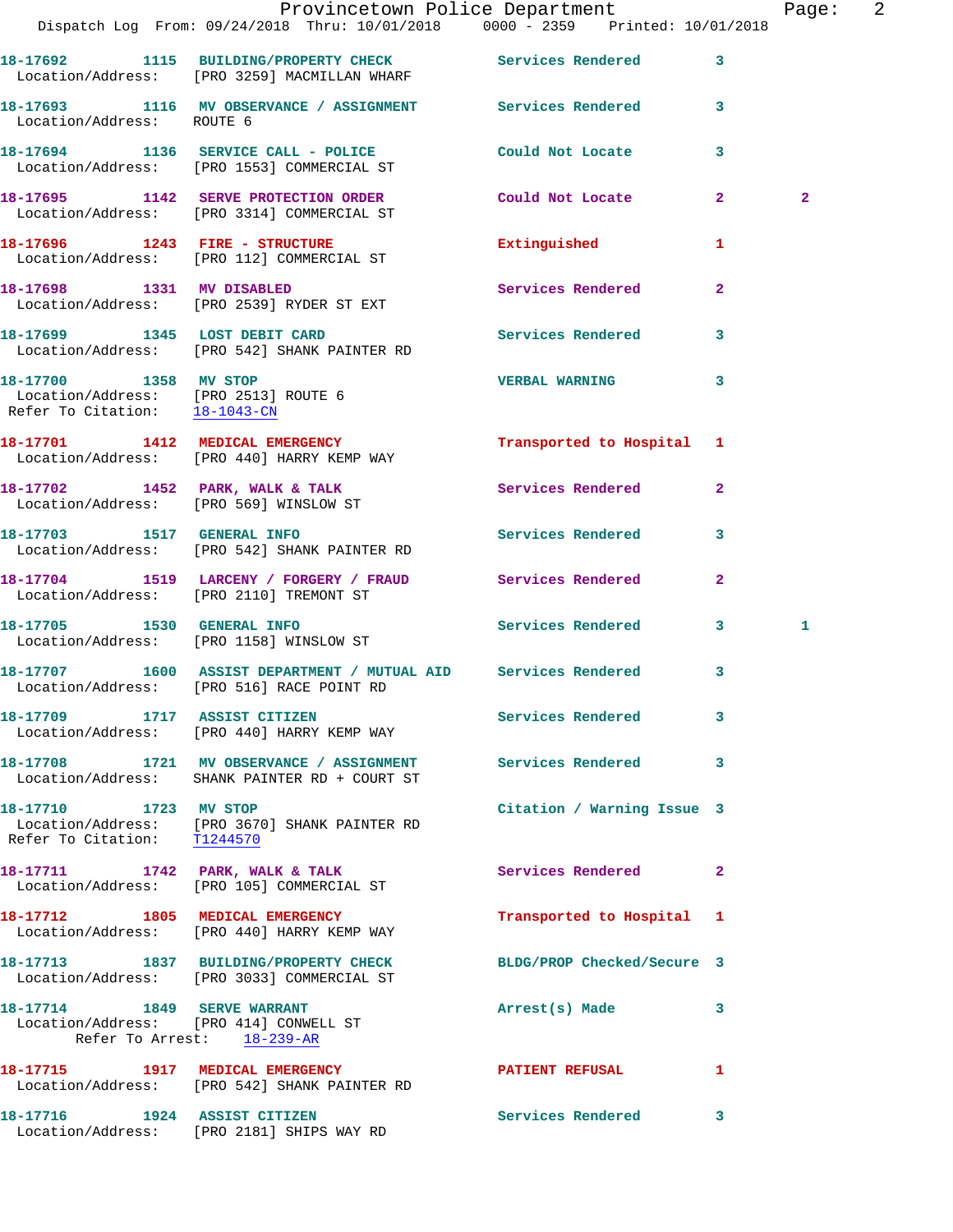18-17692 1115 BUILDING/PROPERTY CHECK Services Rendered 3
Location/Address: [PRO 3259] MACMILLAN WHARF

18-17693 1116 MV OBSERVANCE / ASSIGNMENT Services Rendered 3
Location/Address: ROUTE 6

18-17694 1136 SERVICE CALL - POLICE Could Not Locate 3
Location/Address: [PRO 1553] COMMERCIAL ST

18-17695 1142 SERVE PROTECTION ORDER Could Not Locate 2 2
Location/Address: [PRO 3314] COMMERCIAL ST

18-17696 1243 FIRE - STRUCTURE Extinguished 1
Location/Address: [PRO 112] COMMERCIAL ST

18-17698 1331 MV DISABLED Services Rendered 2
Location/Address: [PRO 2539] RYDER ST EXT

18-17699 1345 LOST DEBIT CARD Services Rendered 3
Location/Address: [PRO 542] SHANK PAINTER RD

18-17700 1358 MV STOP VERBAL WARNING 3
Location/Address: [PRO 2513] ROUTE 6
Refer To Citation: 18-1043-CN

18-17701 1412 MEDICAL EMERGENCY Transported to Hospital 1
Location/Address: [PRO 440] HARRY KEMP WAY

18-17702 1452 PARK, WALK & TALK Services Rendered 2
Location/Address: [PRO 569] WINSLOW ST

18-17703 1517 GENERAL INFO Services Rendered 3
Location/Address: [PRO 542] SHANK PAINTER RD

18-17704 1519 LARCENY / FORGERY / FRAUD Services Rendered 2
Location/Address: [PRO 2110] TREMONT ST

18-17705 1530 GENERAL INFO Services Rendered 3 1
Location/Address: [PRO 1158] WINSLOW ST

18-17707 1600 ASSIST DEPARTMENT / MUTUAL AID Services Rendered 3
Location/Address: [PRO 516] RACE POINT RD

18-17709 1717 ASSIST CITIZEN Services Rendered 3
Location/Address: [PRO 440] HARRY KEMP WAY

18-17708 1721 MV OBSERVANCE / ASSIGNMENT Services Rendered 3
Location/Address: SHANK PAINTER RD + COURT ST

18-17710 1723 MV STOP Citation / Warning Issue 3
Location/Address: [PRO 3670] SHANK PAINTER RD
Refer To Citation: T1244570

18-17711 1742 PARK, WALK & TALK Services Rendered 2
Location/Address: [PRO 105] COMMERCIAL ST

18-17712 1805 MEDICAL EMERGENCY Transported to Hospital 1
Location/Address: [PRO 440] HARRY KEMP WAY

18-17713 1837 BUILDING/PROPERTY CHECK BLDG/PROP Checked/Secure 3
Location/Address: [PRO 3033] COMMERCIAL ST

18-17714 1849 SERVE WARRANT Arrest(s) Made 3
Location/Address: [PRO 414] CONWELL ST
Refer To Arrest: 18-239-AR

18-17715 1917 MEDICAL EMERGENCY PATIENT REFUSAL 1
Location/Address: [PRO 542] SHANK PAINTER RD

18-17716 1924 ASSIST CITIZEN Services Rendered 3
Location/Address: [PRO 2181] SHIPS WAY RD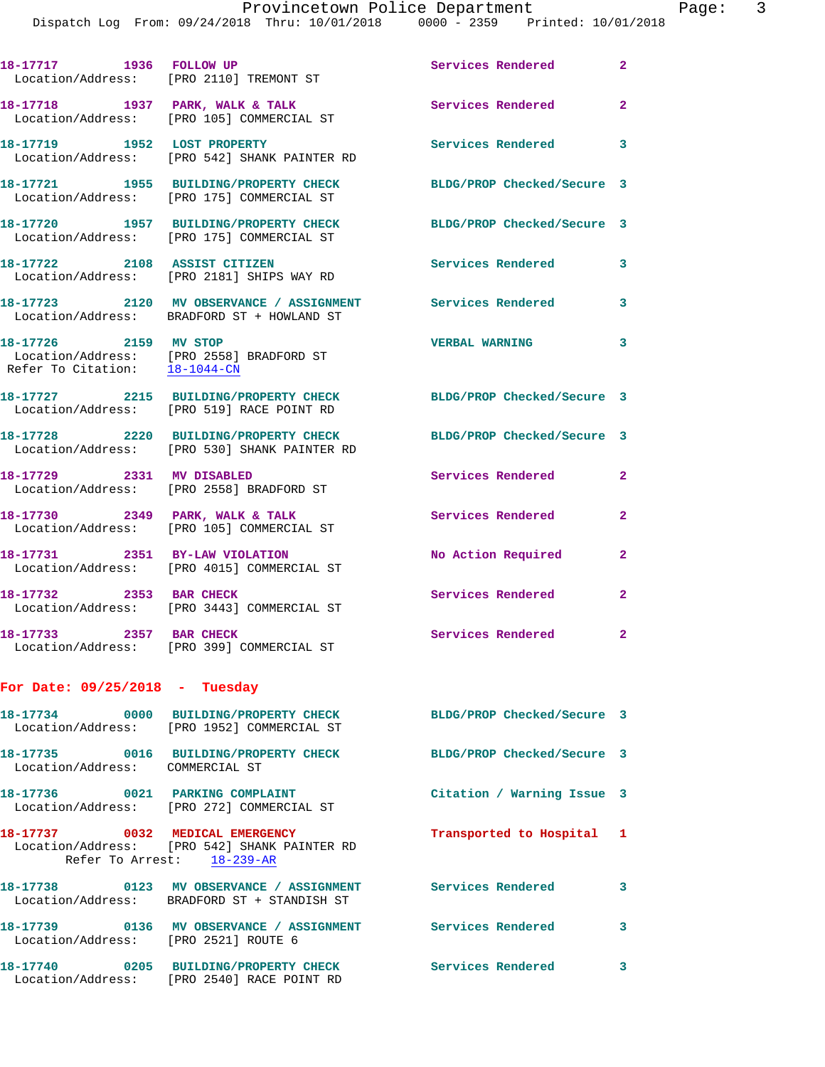18-17717 1936 FOLLOW UP Services Rendered 2
Location/Address: [PRO 2110] TREMONT ST

18-17718 1937 PARK, WALK & TALK Services Rendered 2
Location/Address: [PRO 105] COMMERCIAL ST

18-17719 1952 LOST PROPERTY Services Rendered 3
Location/Address: [PRO 542] SHANK PAINTER RD

18-17721 1955 BUILDING/PROPERTY CHECK BLDG/PROP Checked/Secure 3
Location/Address: [PRO 175] COMMERCIAL ST

18-17720 1957 BUILDING/PROPERTY CHECK BLDG/PROP Checked/Secure 3
Location/Address: [PRO 175] COMMERCIAL ST

18-17722 2108 ASSIST CITIZEN Services Rendered 3
Location/Address: [PRO 2181] SHIPS WAY RD

18-17723 2120 MV OBSERVANCE / ASSIGNMENT Services Rendered 3
Location/Address: BRADFORD ST + HOWLAND ST

18-17726 2159 MV STOP VERBAL WARNING 3
Location/Address: [PRO 2558] BRADFORD ST
Refer To Citation: 18-1044-CN

18-17727 2215 BUILDING/PROPERTY CHECK BLDG/PROP Checked/Secure 3
Location/Address: [PRO 519] RACE POINT RD

18-17728 2220 BUILDING/PROPERTY CHECK BLDG/PROP Checked/Secure 3
Location/Address: [PRO 530] SHANK PAINTER RD

18-17729 2331 MV DISABLED Services Rendered 2
Location/Address: [PRO 2558] BRADFORD ST

18-17730 2349 PARK, WALK & TALK Services Rendered 2
Location/Address: [PRO 105] COMMERCIAL ST

18-17731 2351 BY-LAW VIOLATION No Action Required 2
Location/Address: [PRO 4015] COMMERCIAL ST

18-17732 2353 BAR CHECK Services Rendered 2
Location/Address: [PRO 3443] COMMERCIAL ST

18-17733 2357 BAR CHECK Services Rendered 2
Location/Address: [PRO 399] COMMERCIAL ST

**For Date: 09/25/2018 - Tuesday**

18-17734 0000 BUILDING/PROPERTY CHECK BLDG/PROP Checked/Secure 3
Location/Address: [PRO 1952] COMMERCIAL ST

18-17735 0016 BUILDING/PROPERTY CHECK BLDG/PROP Checked/Secure 3
Location/Address: COMMERCIAL ST

18-17736 0021 PARKING COMPLAINT Citation / Warning Issue 3
Location/Address: [PRO 272] COMMERCIAL ST

18-17737 0032 MEDICAL EMERGENCY Transported to Hospital 1
Location/Address: [PRO 542] SHANK PAINTER RD
Refer To Arrest: 18-239-AR

18-17738 0123 MV OBSERVANCE / ASSIGNMENT Services Rendered 3
Location/Address: BRADFORD ST + STANDISH ST

18-17739 0136 MV OBSERVANCE / ASSIGNMENT Services Rendered 3
Location/Address: [PRO 2521] ROUTE 6

18-17740 0205 BUILDING/PROPERTY CHECK Services Rendered 3
Location/Address: [PRO 2540] RACE POINT RD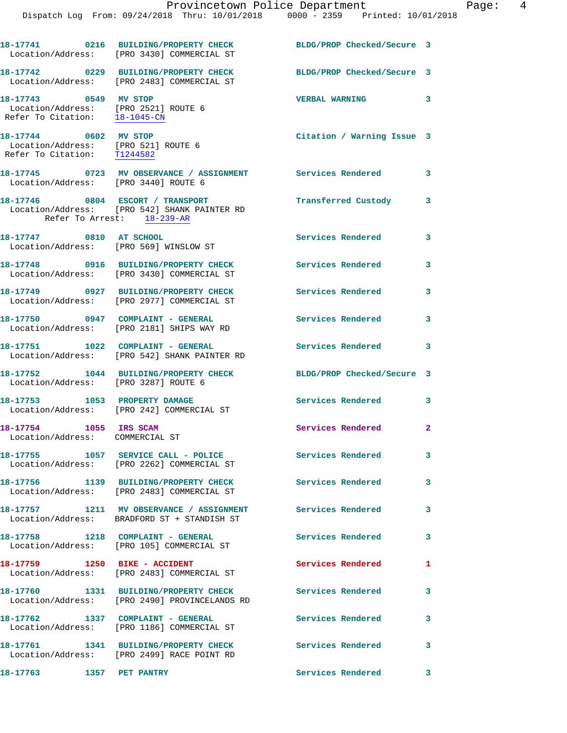18-17741 0216 BUILDING/PROPERTY CHECK BLDG/PROP Checked/Secure 3
Location/Address: [PRO 3430] COMMERCIAL ST

18-17742 0229 BUILDING/PROPERTY CHECK BLDG/PROP Checked/Secure 3
Location/Address: [PRO 2483] COMMERCIAL ST

18-17743 0549 MV STOP VERBAL WARNING 3
Location/Address: [PRO 2521] ROUTE 6
Refer To Citation: 18-1045-CN

18-17744 0602 MV STOP Citation / Warning Issue 3
Location/Address: [PRO 521] ROUTE 6
Refer To Citation: T1244582

18-17745 0723 MV OBSERVANCE / ASSIGNMENT Services Rendered 3
Location/Address: [PRO 3440] ROUTE 6

18-17746 0804 ESCORT / TRANSPORT Transferred Custody 3
Location/Address: [PRO 542] SHANK PAINTER RD
Refer To Arrest: 18-239-AR

18-17747 0810 AT SCHOOL Services Rendered 3
Location/Address: [PRO 569] WINSLOW ST

18-17748 0916 BUILDING/PROPERTY CHECK Services Rendered 3
Location/Address: [PRO 3430] COMMERCIAL ST

18-17749 0927 BUILDING/PROPERTY CHECK Services Rendered 3
Location/Address: [PRO 2977] COMMERCIAL ST

18-17750 0947 COMPLAINT - GENERAL Services Rendered 3
Location/Address: [PRO 2181] SHIPS WAY RD

18-17751 1022 COMPLAINT - GENERAL Services Rendered 3
Location/Address: [PRO 542] SHANK PAINTER RD

18-17752 1044 BUILDING/PROPERTY CHECK BLDG/PROP Checked/Secure 3
Location/Address: [PRO 3287] ROUTE 6

18-17753 1053 PROPERTY DAMAGE Services Rendered 3
Location/Address: [PRO 242] COMMERCIAL ST

18-17754 1055 IRS SCAM Services Rendered 2
Location/Address: COMMERCIAL ST

18-17755 1057 SERVICE CALL - POLICE Services Rendered 3
Location/Address: [PRO 2262] COMMERCIAL ST

18-17756 1139 BUILDING/PROPERTY CHECK Services Rendered 3
Location/Address: [PRO 2483] COMMERCIAL ST

18-17757 1211 MV OBSERVANCE / ASSIGNMENT Services Rendered 3
Location/Address: BRADFORD ST + STANDISH ST

18-17758 1218 COMPLAINT - GENERAL Services Rendered 3
Location/Address: [PRO 105] COMMERCIAL ST

18-17759 1250 BIKE - ACCIDENT Services Rendered 1
Location/Address: [PRO 2483] COMMERCIAL ST

18-17760 1331 BUILDING/PROPERTY CHECK Services Rendered 3
Location/Address: [PRO 2490] PROVINCELANDS RD

18-17762 1337 COMPLAINT - GENERAL Services Rendered 3
Location/Address: [PRO 1186] COMMERCIAL ST

18-17761 1341 BUILDING/PROPERTY CHECK Services Rendered 3
Location/Address: [PRO 2499] RACE POINT RD

18-17763 1357 PET PANTRY Services Rendered 3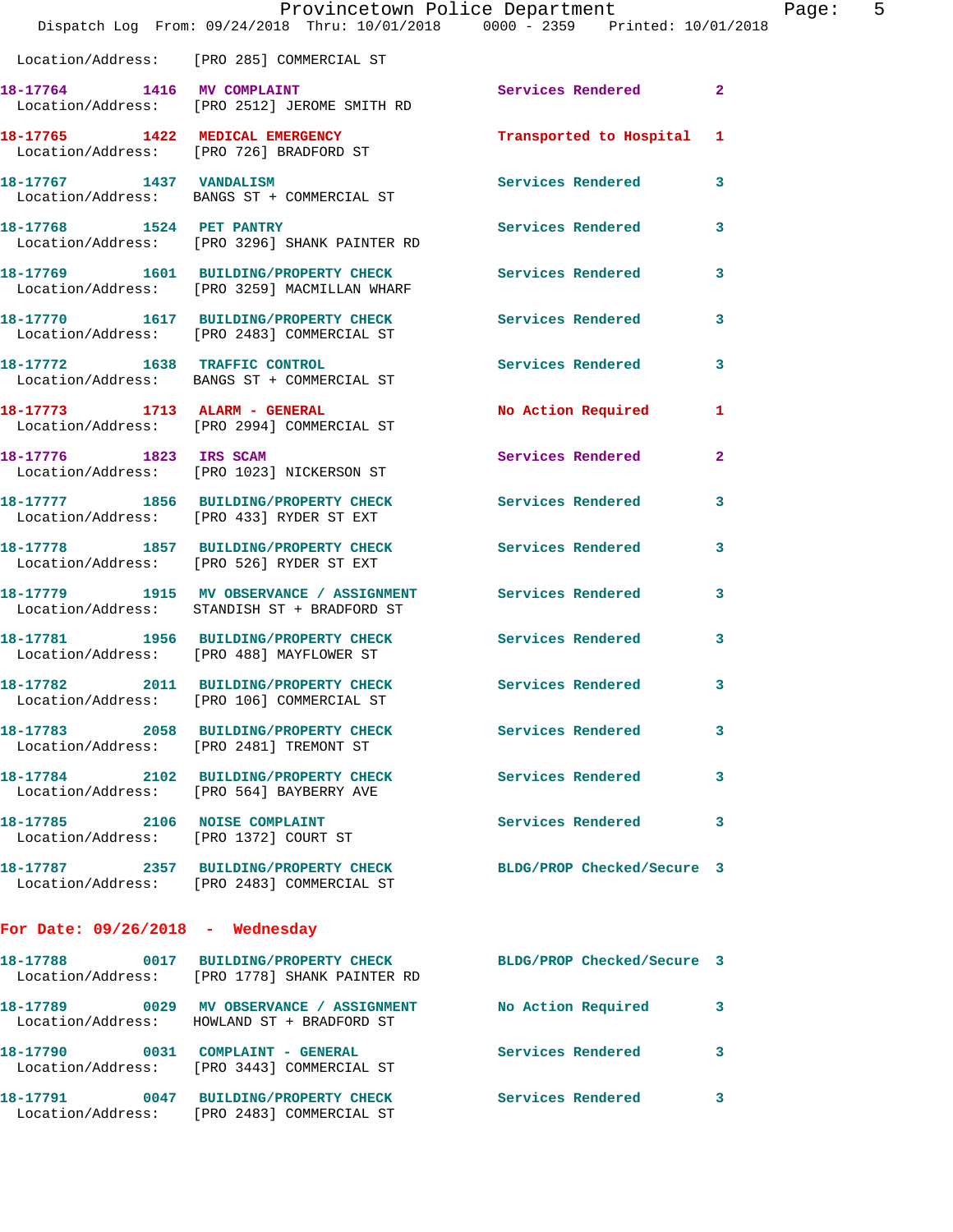Location/Address: [PRO 285] COMMERCIAL ST

| Call Number | Time | Call Reason | Action | Priority |
|---|---|---|---|---|
| 18-17764 | 1416 | MV COMPLAINT | Services Rendered | 2 |
| | | Location/Address: [PRO 2512] JEROME SMITH RD | | |
| 18-17765 | 1422 | MEDICAL EMERGENCY | Transported to Hospital | 1 |
| | | Location/Address: [PRO 726] BRADFORD ST | | |
| 18-17767 | 1437 | VANDALISM | Services Rendered | 3 |
| | | Location/Address: BANGS ST + COMMERCIAL ST | | |
| 18-17768 | 1524 | PET PANTRY | Services Rendered | 3 |
| | | Location/Address: [PRO 3296] SHANK PAINTER RD | | |
| 18-17769 | 1601 | BUILDING/PROPERTY CHECK | Services Rendered | 3 |
| | | Location/Address: [PRO 3259] MACMILLAN WHARF | | |
| 18-17770 | 1617 | BUILDING/PROPERTY CHECK | Services Rendered | 3 |
| | | Location/Address: [PRO 2483] COMMERCIAL ST | | |
| 18-17772 | 1638 | TRAFFIC CONTROL | Services Rendered | 3 |
| | | Location/Address: BANGS ST + COMMERCIAL ST | | |
| 18-17773 | 1713 | ALARM - GENERAL | No Action Required | 1 |
| | | Location/Address: [PRO 2994] COMMERCIAL ST | | |
| 18-17776 | 1823 | IRS SCAM | Services Rendered | 2 |
| | | Location/Address: [PRO 1023] NICKERSON ST | | |
| 18-17777 | 1856 | BUILDING/PROPERTY CHECK | Services Rendered | 3 |
| | | Location/Address: [PRO 433] RYDER ST EXT | | |
| 18-17778 | 1857 | BUILDING/PROPERTY CHECK | Services Rendered | 3 |
| | | Location/Address: [PRO 526] RYDER ST EXT | | |
| 18-17779 | 1915 | MV OBSERVANCE / ASSIGNMENT | Services Rendered | 3 |
| | | Location/Address: STANDISH ST + BRADFORD ST | | |
| 18-17781 | 1956 | BUILDING/PROPERTY CHECK | Services Rendered | 3 |
| | | Location/Address: [PRO 488] MAYFLOWER ST | | |
| 18-17782 | 2011 | BUILDING/PROPERTY CHECK | Services Rendered | 3 |
| | | Location/Address: [PRO 106] COMMERCIAL ST | | |
| 18-17783 | 2058 | BUILDING/PROPERTY CHECK | Services Rendered | 3 |
| | | Location/Address: [PRO 2481] TREMONT ST | | |
| 18-17784 | 2102 | BUILDING/PROPERTY CHECK | Services Rendered | 3 |
| | | Location/Address: [PRO 564] BAYBERRY AVE | | |
| 18-17785 | 2106 | NOISE COMPLAINT | Services Rendered | 3 |
| | | Location/Address: [PRO 1372] COURT ST | | |
| 18-17787 | 2357 | BUILDING/PROPERTY CHECK | BLDG/PROP Checked/Secure | 3 |
| | | Location/Address: [PRO 2483] COMMERCIAL ST | | |

## For Date: 09/26/2018 - Wednesday

| Call Number | Time | Call Reason | Action | Priority |
|---|---|---|---|---|
| 18-17788 | 0017 | BUILDING/PROPERTY CHECK | BLDG/PROP Checked/Secure | 3 |
| | | Location/Address: [PRO 1778] SHANK PAINTER RD | | |
| 18-17789 | 0029 | MV OBSERVANCE / ASSIGNMENT | No Action Required | 3 |
| | | Location/Address: HOWLAND ST + BRADFORD ST | | |
| 18-17790 | 0031 | COMPLAINT - GENERAL | Services Rendered | 3 |
| | | Location/Address: [PRO 3443] COMMERCIAL ST | | |
| 18-17791 | 0047 | BUILDING/PROPERTY CHECK | Services Rendered | 3 |
| | | Location/Address: [PRO 2483] COMMERCIAL ST | | |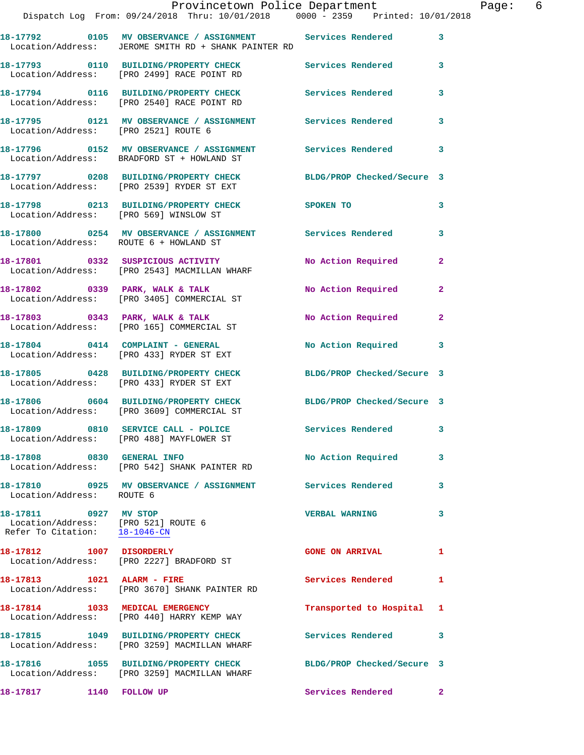18-17792 0105 MV OBSERVANCE / ASSIGNMENT Services Rendered 3
Location/Address: JEROME SMITH RD + SHANK PAINTER RD

18-17793 0110 BUILDING/PROPERTY CHECK Services Rendered 3
Location/Address: [PRO 2499] RACE POINT RD

18-17794 0116 BUILDING/PROPERTY CHECK Services Rendered 3
Location/Address: [PRO 2540] RACE POINT RD

18-17795 0121 MV OBSERVANCE / ASSIGNMENT Services Rendered 3
Location/Address: [PRO 2521] ROUTE 6

18-17796 0152 MV OBSERVANCE / ASSIGNMENT Services Rendered 3
Location/Address: BRADFORD ST + HOWLAND ST

18-17797 0208 BUILDING/PROPERTY CHECK BLDG/PROP Checked/Secure 3
Location/Address: [PRO 2539] RYDER ST EXT

18-17798 0213 BUILDING/PROPERTY CHECK SPOKEN TO 3
Location/Address: [PRO 569] WINSLOW ST

18-17800 0254 MV OBSERVANCE / ASSIGNMENT Services Rendered 3
Location/Address: ROUTE 6 + HOWLAND ST

18-17801 0332 SUSPICIOUS ACTIVITY No Action Required 2
Location/Address: [PRO 2543] MACMILLAN WHARF

18-17802 0339 PARK, WALK & TALK No Action Required 2
Location/Address: [PRO 3405] COMMERCIAL ST

18-17803 0343 PARK, WALK & TALK No Action Required 2
Location/Address: [PRO 165] COMMERCIAL ST

18-17804 0414 COMPLAINT - GENERAL No Action Required 3
Location/Address: [PRO 433] RYDER ST EXT

18-17805 0428 BUILDING/PROPERTY CHECK BLDG/PROP Checked/Secure 3
Location/Address: [PRO 433] RYDER ST EXT

18-17806 0604 BUILDING/PROPERTY CHECK BLDG/PROP Checked/Secure 3
Location/Address: [PRO 3609] COMMERCIAL ST

18-17809 0810 SERVICE CALL - POLICE Services Rendered 3
Location/Address: [PRO 488] MAYFLOWER ST

18-17808 0830 GENERAL INFO No Action Required 3
Location/Address: [PRO 542] SHANK PAINTER RD

18-17810 0925 MV OBSERVANCE / ASSIGNMENT Services Rendered 3
Location/Address: ROUTE 6

18-17811 0927 MV STOP VERBAL WARNING 3
Location/Address: [PRO 521] ROUTE 6
Refer To Citation: 18-1046-CN

18-17812 1007 DISORDERLY GONE ON ARRIVAL 1
Location/Address: [PRO 2227] BRADFORD ST

18-17813 1021 ALARM - FIRE Services Rendered 1
Location/Address: [PRO 3670] SHANK PAINTER RD

18-17814 1033 MEDICAL EMERGENCY Transported to Hospital 1
Location/Address: [PRO 440] HARRY KEMP WAY

18-17815 1049 BUILDING/PROPERTY CHECK Services Rendered 3
Location/Address: [PRO 3259] MACMILLAN WHARF

18-17816 1055 BUILDING/PROPERTY CHECK BLDG/PROP Checked/Secure 3
Location/Address: [PRO 3259] MACMILLAN WHARF

18-17817 1140 FOLLOW UP Services Rendered 2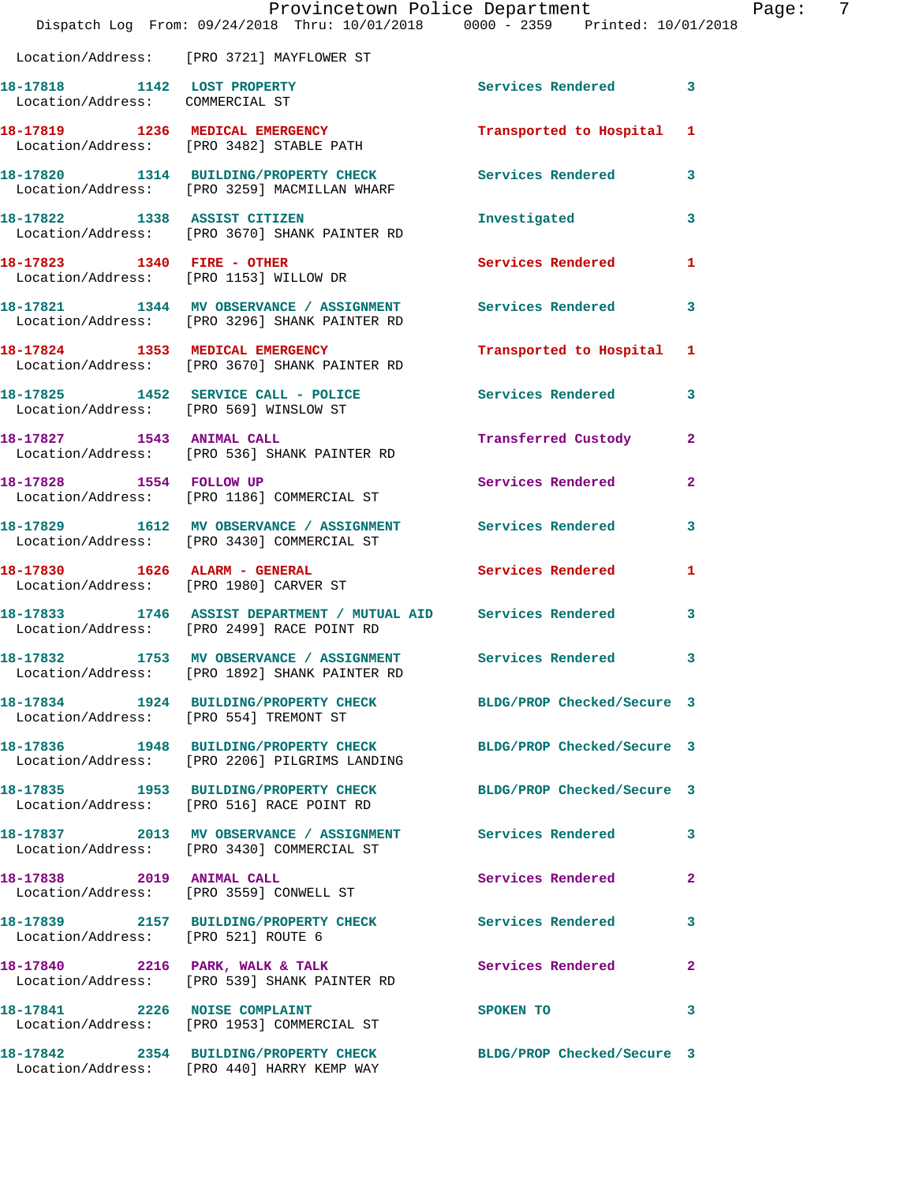Location/Address: [PRO 3721] MAYFLOWER ST

| Call Number | Time | Call Reason | Action | Priority |
|---|---|---|---|---|
| 18-17818 | 1142 | LOST PROPERTY | Services Rendered | 3 |
| Location/Address: | | COMMERCIAL ST | | |
| 18-17819 | 1236 | MEDICAL EMERGENCY | Transported to Hospital | 1 |
| Location/Address: | | [PRO 3482] STABLE PATH | | |
| 18-17820 | 1314 | BUILDING/PROPERTY CHECK | Services Rendered | 3 |
| Location/Address: | | [PRO 3259] MACMILLAN WHARF | | |
| 18-17822 | 1338 | ASSIST CITIZEN | Investigated | 3 |
| Location/Address: | | [PRO 3670] SHANK PAINTER RD | | |
| 18-17823 | 1340 | FIRE - OTHER | Services Rendered | 1 |
| Location/Address: | | [PRO 1153] WILLOW DR | | |
| 18-17821 | 1344 | MV OBSERVANCE / ASSIGNMENT | Services Rendered | 3 |
| Location/Address: | | [PRO 3296] SHANK PAINTER RD | | |
| 18-17824 | 1353 | MEDICAL EMERGENCY | Transported to Hospital | 1 |
| Location/Address: | | [PRO 3670] SHANK PAINTER RD | | |
| 18-17825 | 1452 | SERVICE CALL - POLICE | Services Rendered | 3 |
| Location/Address: | | [PRO 569] WINSLOW ST | | |
| 18-17827 | 1543 | ANIMAL CALL | Transferred Custody | 2 |
| Location/Address: | | [PRO 536] SHANK PAINTER RD | | |
| 18-17828 | 1554 | FOLLOW UP | Services Rendered | 2 |
| Location/Address: | | [PRO 1186] COMMERCIAL ST | | |
| 18-17829 | 1612 | MV OBSERVANCE / ASSIGNMENT | Services Rendered | 3 |
| Location/Address: | | [PRO 3430] COMMERCIAL ST | | |
| 18-17830 | 1626 | ALARM - GENERAL | Services Rendered | 1 |
| Location/Address: | | [PRO 1980] CARVER ST | | |
| 18-17833 | 1746 | ASSIST DEPARTMENT / MUTUAL AID | Services Rendered | 3 |
| Location/Address: | | [PRO 2499] RACE POINT RD | | |
| 18-17832 | 1753 | MV OBSERVANCE / ASSIGNMENT | Services Rendered | 3 |
| Location/Address: | | [PRO 1892] SHANK PAINTER RD | | |
| 18-17834 | 1924 | BUILDING/PROPERTY CHECK | BLDG/PROP Checked/Secure | 3 |
| Location/Address: | | [PRO 554] TREMONT ST | | |
| 18-17836 | 1948 | BUILDING/PROPERTY CHECK | BLDG/PROP Checked/Secure | 3 |
| Location/Address: | | [PRO 2206] PILGRIMS LANDING | | |
| 18-17835 | 1953 | BUILDING/PROPERTY CHECK | BLDG/PROP Checked/Secure | 3 |
| Location/Address: | | [PRO 516] RACE POINT RD | | |
| 18-17837 | 2013 | MV OBSERVANCE / ASSIGNMENT | Services Rendered | 3 |
| Location/Address: | | [PRO 3430] COMMERCIAL ST | | |
| 18-17838 | 2019 | ANIMAL CALL | Services Rendered | 2 |
| Location/Address: | | [PRO 3559] CONWELL ST | | |
| 18-17839 | 2157 | BUILDING/PROPERTY CHECK | Services Rendered | 3 |
| Location/Address: | | [PRO 521] ROUTE 6 | | |
| 18-17840 | 2216 | PARK, WALK & TALK | Services Rendered | 2 |
| Location/Address: | | [PRO 539] SHANK PAINTER RD | | |
| 18-17841 | 2226 | NOISE COMPLAINT | SPOKEN TO | 3 |
| Location/Address: | | [PRO 1953] COMMERCIAL ST | | |
| 18-17842 | 2354 | BUILDING/PROPERTY CHECK | BLDG/PROP Checked/Secure | 3 |
| Location/Address: | | [PRO 440] HARRY KEMP WAY | | |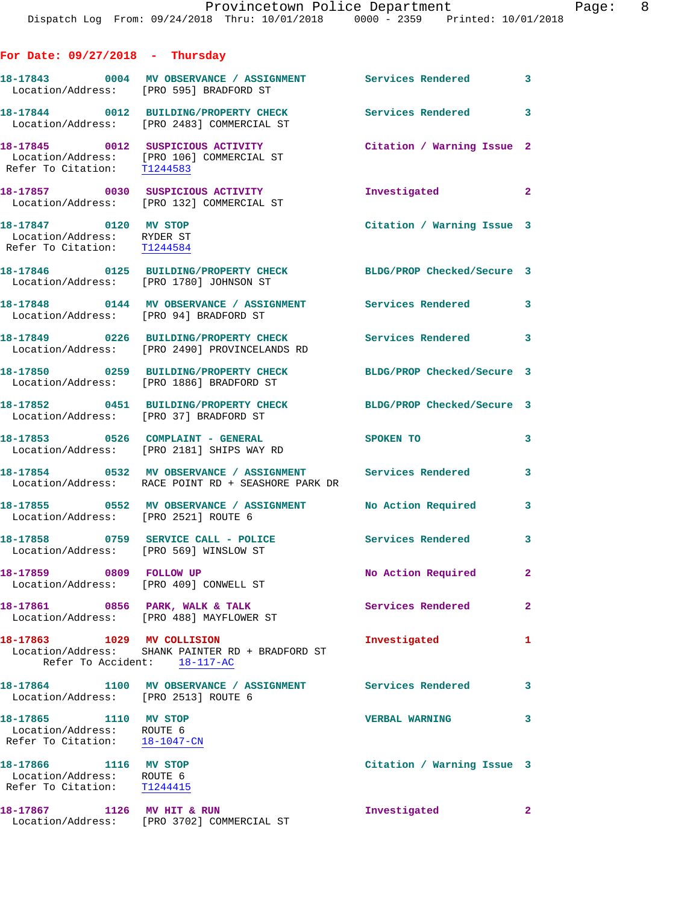**For Date: 09/27/2018 - Thursday**

**18-17843 0004 MV OBSERVANCE / ASSIGNMENT** Services Rendered 3
Location/Address: [PRO 595] BRADFORD ST

**18-17844 0012 BUILDING/PROPERTY CHECK** Services Rendered 3
Location/Address: [PRO 2483] COMMERCIAL ST

**18-17845 0012 SUSPICIOUS ACTIVITY** Citation / Warning Issue 2
Location/Address: [PRO 106] COMMERCIAL ST
Refer To Citation: T1244583

**18-17857 0030 SUSPICIOUS ACTIVITY** Investigated 2
Location/Address: [PRO 132] COMMERCIAL ST

**18-17847 0120 MV STOP** Citation / Warning Issue 3
Location/Address: RYDER ST
Refer To Citation: T1244584

**18-17846 0125 BUILDING/PROPERTY CHECK** BLDG/PROP Checked/Secure 3
Location/Address: [PRO 1780] JOHNSON ST

**18-17848 0144 MV OBSERVANCE / ASSIGNMENT** Services Rendered 3
Location/Address: [PRO 94] BRADFORD ST

**18-17849 0226 BUILDING/PROPERTY CHECK** Services Rendered 3
Location/Address: [PRO 2490] PROVINCELANDS RD

**18-17850 0259 BUILDING/PROPERTY CHECK** BLDG/PROP Checked/Secure 3
Location/Address: [PRO 1886] BRADFORD ST

**18-17852 0451 BUILDING/PROPERTY CHECK** BLDG/PROP Checked/Secure 3
Location/Address: [PRO 37] BRADFORD ST

**18-17853 0526 COMPLAINT - GENERAL** SPOKEN TO 3
Location/Address: [PRO 2181] SHIPS WAY RD

**18-17854 0532 MV OBSERVANCE / ASSIGNMENT** Services Rendered 3
Location/Address: RACE POINT RD + SEASHORE PARK DR

**18-17855 0552 MV OBSERVANCE / ASSIGNMENT** No Action Required 3
Location/Address: [PRO 2521] ROUTE 6

**18-17858 0759 SERVICE CALL - POLICE** Services Rendered 3
Location/Address: [PRO 569] WINSLOW ST

**18-17859 0809 FOLLOW UP** No Action Required 2
Location/Address: [PRO 409] CONWELL ST

**18-17861 0856 PARK, WALK & TALK** Services Rendered 2
Location/Address: [PRO 488] MAYFLOWER ST

**18-17863 1029 MV COLLISION** Investigated 1
Location/Address: SHANK PAINTER RD + BRADFORD ST
Refer To Accident: 18-117-AC

**18-17864 1100 MV OBSERVANCE / ASSIGNMENT** Services Rendered 3
Location/Address: [PRO 2513] ROUTE 6

**18-17865 1110 MV STOP** VERBAL WARNING 3
Location/Address: ROUTE 6
Refer To Citation: 18-1047-CN

**18-17866 1116 MV STOP** Citation / Warning Issue 3
Location/Address: ROUTE 6
Refer To Citation: T1244415

**18-17867 1126 MV HIT & RUN** Investigated 2
Location/Address: [PRO 3702] COMMERCIAL ST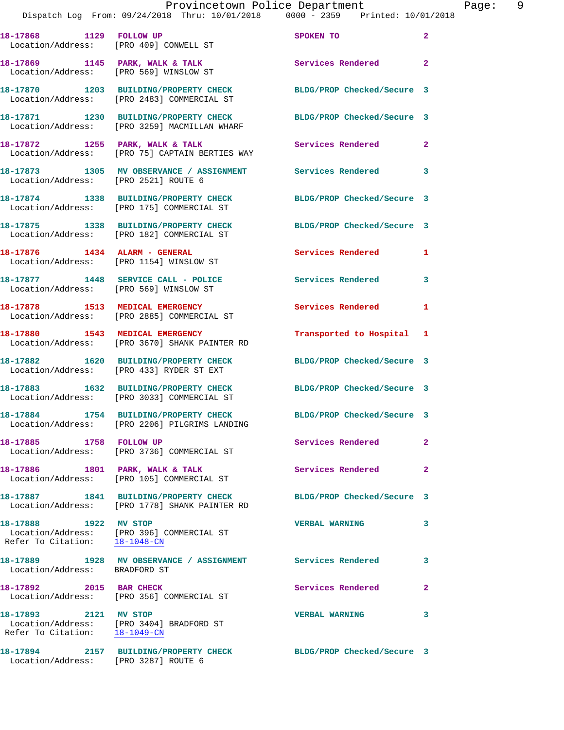18-17868 1129 FOLLOW UP SPOKEN TO 2
Location/Address: [PRO 409] CONWELL ST

18-17869 1145 PARK, WALK & TALK Services Rendered 2
Location/Address: [PRO 569] WINSLOW ST

18-17870 1203 BUILDING/PROPERTY CHECK BLDG/PROP Checked/Secure 3
Location/Address: [PRO 2483] COMMERCIAL ST

18-17871 1230 BUILDING/PROPERTY CHECK BLDG/PROP Checked/Secure 3
Location/Address: [PRO 3259] MACMILLAN WHARF

18-17872 1255 PARK, WALK & TALK Services Rendered 2
Location/Address: [PRO 75] CAPTAIN BERTIES WAY

18-17873 1305 MV OBSERVANCE / ASSIGNMENT Services Rendered 3
Location/Address: [PRO 2521] ROUTE 6

18-17874 1338 BUILDING/PROPERTY CHECK BLDG/PROP Checked/Secure 3
Location/Address: [PRO 175] COMMERCIAL ST

18-17875 1338 BUILDING/PROPERTY CHECK BLDG/PROP Checked/Secure 3
Location/Address: [PRO 182] COMMERCIAL ST

18-17876 1434 ALARM - GENERAL Services Rendered 1
Location/Address: [PRO 1154] WINSLOW ST

18-17877 1448 SERVICE CALL - POLICE Services Rendered 3
Location/Address: [PRO 569] WINSLOW ST

18-17878 1513 MEDICAL EMERGENCY Services Rendered 1
Location/Address: [PRO 2885] COMMERCIAL ST

18-17880 1543 MEDICAL EMERGENCY Transported to Hospital 1
Location/Address: [PRO 3670] SHANK PAINTER RD

18-17882 1620 BUILDING/PROPERTY CHECK BLDG/PROP Checked/Secure 3
Location/Address: [PRO 433] RYDER ST EXT

18-17883 1632 BUILDING/PROPERTY CHECK BLDG/PROP Checked/Secure 3
Location/Address: [PRO 3033] COMMERCIAL ST

18-17884 1754 BUILDING/PROPERTY CHECK BLDG/PROP Checked/Secure 3
Location/Address: [PRO 2206] PILGRIMS LANDING

18-17885 1758 FOLLOW UP Services Rendered 2
Location/Address: [PRO 3736] COMMERCIAL ST

18-17886 1801 PARK, WALK & TALK Services Rendered 2
Location/Address: [PRO 105] COMMERCIAL ST

18-17887 1841 BUILDING/PROPERTY CHECK BLDG/PROP Checked/Secure 3
Location/Address: [PRO 1778] SHANK PAINTER RD

18-17888 1922 MV STOP VERBAL WARNING 3
Location/Address: [PRO 396] COMMERCIAL ST
Refer To Citation: 18-1048-CN

18-17889 1928 MV OBSERVANCE / ASSIGNMENT Services Rendered 3
Location/Address: BRADFORD ST

18-17892 2015 BAR CHECK Services Rendered 2
Location/Address: [PRO 356] COMMERCIAL ST

18-17893 2121 MV STOP VERBAL WARNING 3
Location/Address: [PRO 3404] BRADFORD ST
Refer To Citation: 18-1049-CN

18-17894 2157 BUILDING/PROPERTY CHECK BLDG/PROP Checked/Secure 3
Location/Address: [PRO 3287] ROUTE 6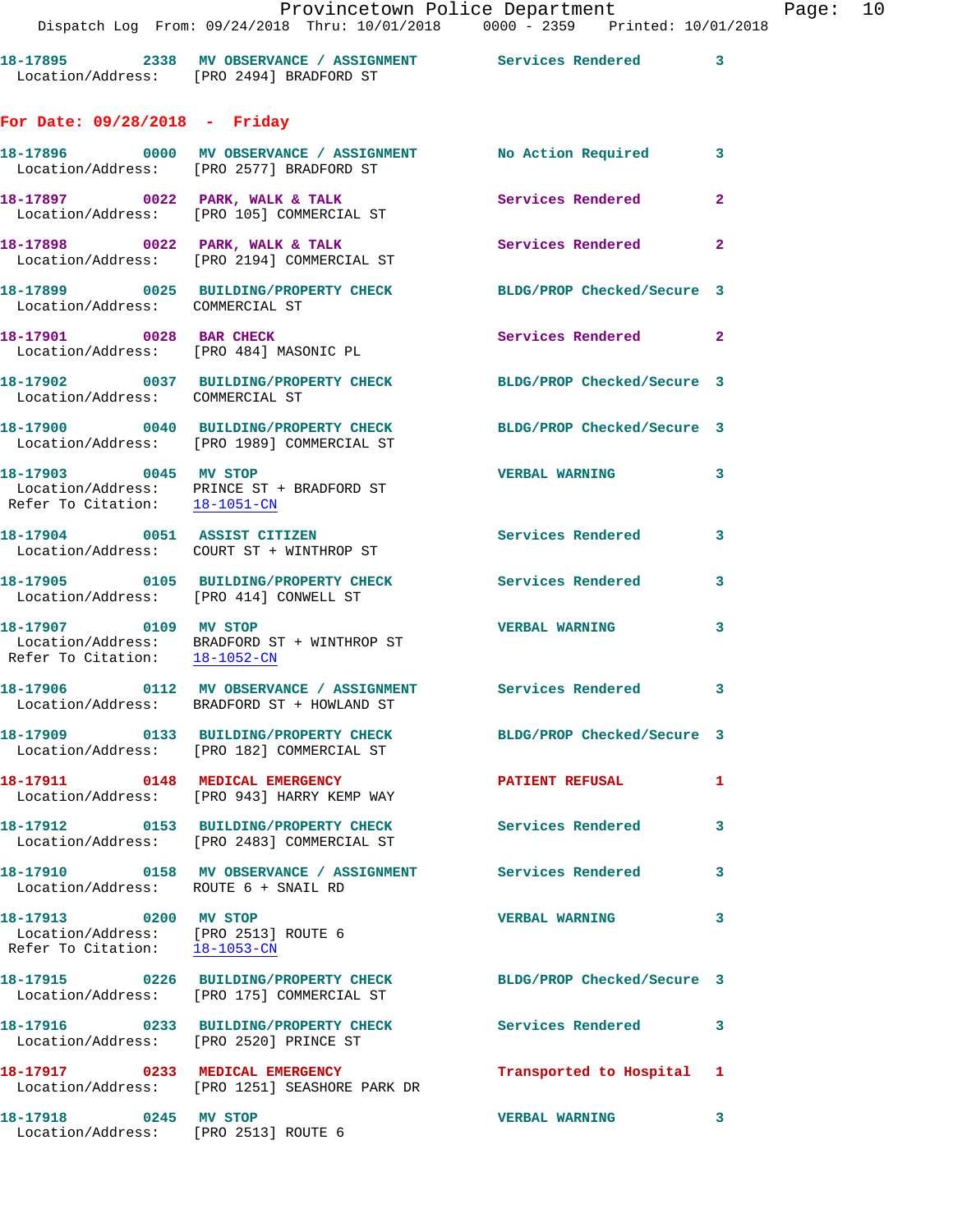18-17895 2338 **MV OBSERVANCE / ASSIGNMENT** Services Rendered 3
Location/Address: [PRO 2494] BRADFORD ST

## For Date: 09/28/2018 - Friday

18-17896 0000 **MV OBSERVANCE / ASSIGNMENT** No Action Required 3
Location/Address: [PRO 2577] BRADFORD ST

18-17897 0022 **PARK, WALK & TALK** Services Rendered 2
Location/Address: [PRO 105] COMMERCIAL ST

18-17898 0022 **PARK, WALK & TALK** Services Rendered 2
Location/Address: [PRO 2194] COMMERCIAL ST

18-17899 0025 **BUILDING/PROPERTY CHECK** BLDG/PROP Checked/Secure 3
Location/Address: COMMERCIAL ST

18-17901 0028 **BAR CHECK** Services Rendered 2
Location/Address: [PRO 484] MASONIC PL

18-17902 0037 **BUILDING/PROPERTY CHECK** BLDG/PROP Checked/Secure 3
Location/Address: COMMERCIAL ST

18-17900 0040 **BUILDING/PROPERTY CHECK** BLDG/PROP Checked/Secure 3
Location/Address: [PRO 1989] COMMERCIAL ST

18-17903 0045 **MV STOP** VERBAL WARNING 3
Location/Address: PRINCE ST + BRADFORD ST
Refer To Citation: 18-1051-CN

18-17904 0051 **ASSIST CITIZEN** Services Rendered 3
Location/Address: COURT ST + WINTHROP ST

18-17905 0105 **BUILDING/PROPERTY CHECK** Services Rendered 3
Location/Address: [PRO 414] CONWELL ST

18-17907 0109 **MV STOP** VERBAL WARNING 3
Location/Address: BRADFORD ST + WINTHROP ST
Refer To Citation: 18-1052-CN

18-17906 0112 **MV OBSERVANCE / ASSIGNMENT** Services Rendered 3
Location/Address: BRADFORD ST + HOWLAND ST

18-17909 0133 **BUILDING/PROPERTY CHECK** BLDG/PROP Checked/Secure 3
Location/Address: [PRO 182] COMMERCIAL ST

18-17911 0148 **MEDICAL EMERGENCY** PATIENT REFUSAL 1
Location/Address: [PRO 943] HARRY KEMP WAY

18-17912 0153 **BUILDING/PROPERTY CHECK** Services Rendered 3
Location/Address: [PRO 2483] COMMERCIAL ST

18-17910 0158 **MV OBSERVANCE / ASSIGNMENT** Services Rendered 3
Location/Address: ROUTE 6 + SNAIL RD

18-17913 0200 **MV STOP** VERBAL WARNING 3
Location/Address: [PRO 2513] ROUTE 6
Refer To Citation: 18-1053-CN

18-17915 0226 **BUILDING/PROPERTY CHECK** BLDG/PROP Checked/Secure 3
Location/Address: [PRO 175] COMMERCIAL ST

18-17916 0233 **BUILDING/PROPERTY CHECK** Services Rendered 3
Location/Address: [PRO 2520] PRINCE ST

18-17917 0233 **MEDICAL EMERGENCY** Transported to Hospital 1
Location/Address: [PRO 1251] SEASHORE PARK DR

18-17918 0245 **MV STOP** VERBAL WARNING 3
Location/Address: [PRO 2513] ROUTE 6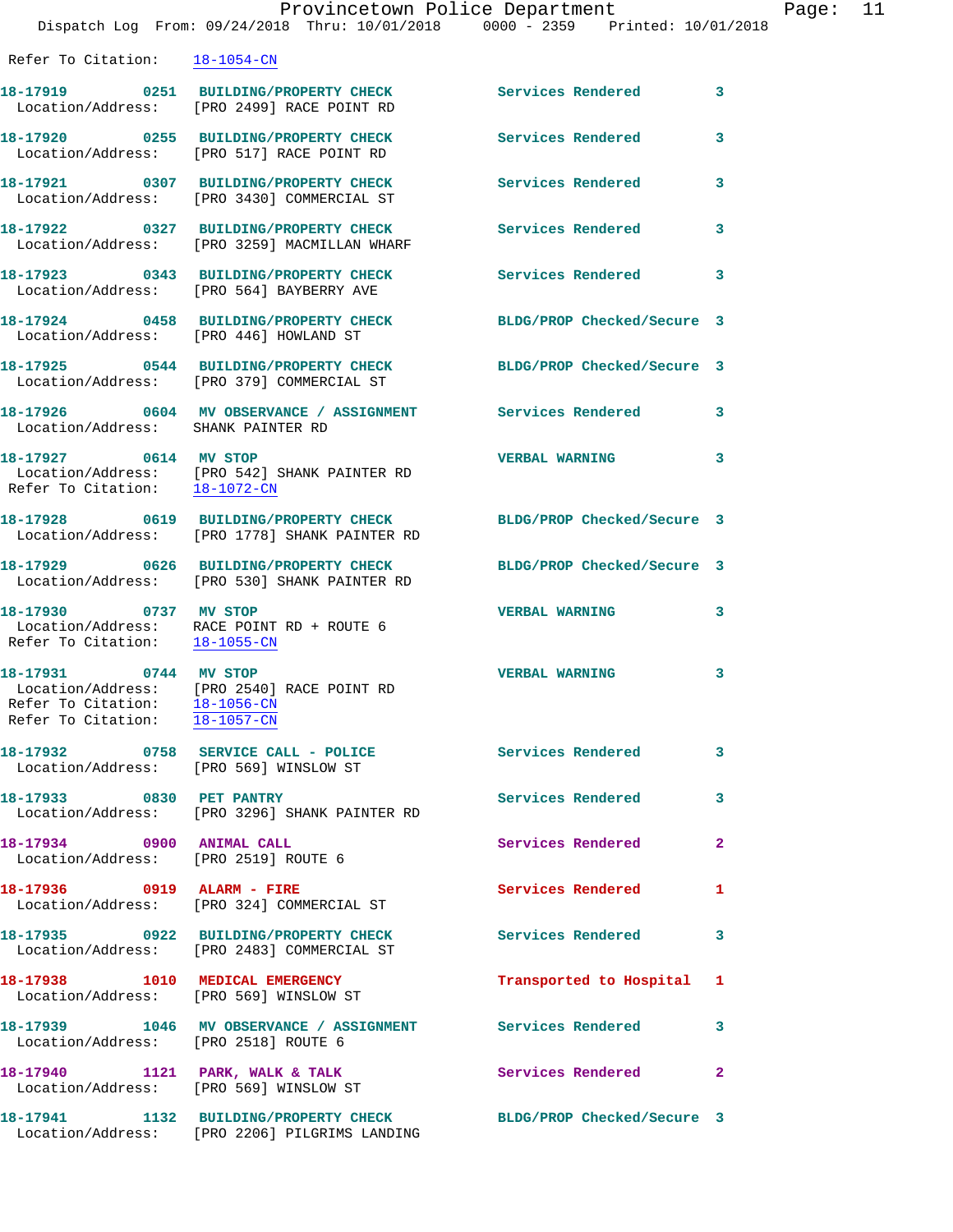Refer To Citation: 18-1054-CN

**18-17919 0251 BUILDING/PROPERTY CHECK** Services Rendered 3
Location/Address: [PRO 2499] RACE POINT RD

**18-17920 0255 BUILDING/PROPERTY CHECK** Services Rendered 3
Location/Address: [PRO 517] RACE POINT RD

**18-17921 0307 BUILDING/PROPERTY CHECK** Services Rendered 3
Location/Address: [PRO 3430] COMMERCIAL ST

**18-17922 0327 BUILDING/PROPERTY CHECK** Services Rendered 3
Location/Address: [PRO 3259] MACMILLAN WHARF

**18-17923 0343 BUILDING/PROPERTY CHECK** Services Rendered 3
Location/Address: [PRO 564] BAYBERRY AVE

**18-17924 0458 BUILDING/PROPERTY CHECK** BLDG/PROP Checked/Secure 3
Location/Address: [PRO 446] HOWLAND ST

**18-17925 0544 BUILDING/PROPERTY CHECK** BLDG/PROP Checked/Secure 3
Location/Address: [PRO 379] COMMERCIAL ST

**18-17926 0604 MV OBSERVANCE / ASSIGNMENT** Services Rendered 3
Location/Address: SHANK PAINTER RD

**18-17927 0614 MV STOP** VERBAL WARNING 3
Location/Address: [PRO 542] SHANK PAINTER RD
Refer To Citation: 18-1072-CN

**18-17928 0619 BUILDING/PROPERTY CHECK** BLDG/PROP Checked/Secure 3
Location/Address: [PRO 1778] SHANK PAINTER RD

**18-17929 0626 BUILDING/PROPERTY CHECK** BLDG/PROP Checked/Secure 3
Location/Address: [PRO 530] SHANK PAINTER RD

**18-17930 0737 MV STOP** VERBAL WARNING 3
Location/Address: RACE POINT RD + ROUTE 6
Refer To Citation: 18-1055-CN

**18-17931 0744 MV STOP** VERBAL WARNING 3
Location/Address: [PRO 2540] RACE POINT RD
Refer To Citation: 18-1056-CN
Refer To Citation: 18-1057-CN

**18-17932 0758 SERVICE CALL - POLICE** Services Rendered 3
Location/Address: [PRO 569] WINSLOW ST

**18-17933 0830 PET PANTRY** Services Rendered 3
Location/Address: [PRO 3296] SHANK PAINTER RD

**18-17934 0900 ANIMAL CALL** Services Rendered 2
Location/Address: [PRO 2519] ROUTE 6

**18-17936 0919 ALARM - FIRE** Services Rendered 1
Location/Address: [PRO 324] COMMERCIAL ST

**18-17935 0922 BUILDING/PROPERTY CHECK** Services Rendered 3
Location/Address: [PRO 2483] COMMERCIAL ST

**18-17938 1010 MEDICAL EMERGENCY** Transported to Hospital 1
Location/Address: [PRO 569] WINSLOW ST

**18-17939 1046 MV OBSERVANCE / ASSIGNMENT** Services Rendered 3
Location/Address: [PRO 2518] ROUTE 6

**18-17940 1121 PARK, WALK & TALK** Services Rendered 2
Location/Address: [PRO 569] WINSLOW ST

**18-17941 1132 BUILDING/PROPERTY CHECK** BLDG/PROP Checked/Secure 3
Location/Address: [PRO 2206] PILGRIMS LANDING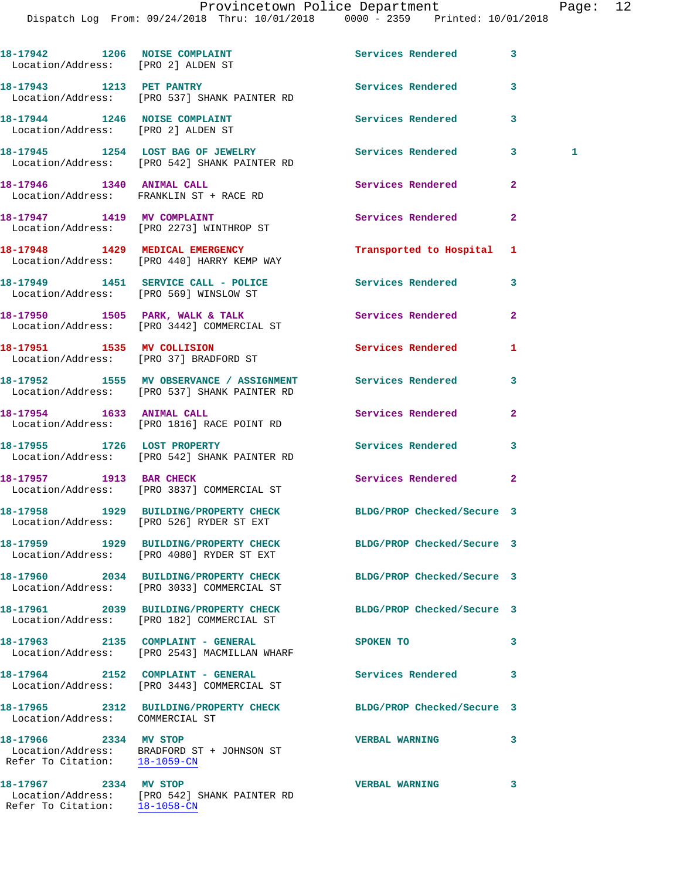18-17942 1206 NOISE COMPLAINT Services Rendered 3
Location/Address: [PRO 2] ALDEN ST

18-17943 1213 PET PANTRY Services Rendered 3
Location/Address: [PRO 537] SHANK PAINTER RD

18-17944 1246 NOISE COMPLAINT Services Rendered 3
Location/Address: [PRO 2] ALDEN ST

18-17945 1254 LOST BAG OF JEWELRY Services Rendered 3 1
Location/Address: [PRO 542] SHANK PAINTER RD

18-17946 1340 ANIMAL CALL Services Rendered 2
Location/Address: FRANKLIN ST + RACE RD

18-17947 1419 MV COMPLAINT Services Rendered 2
Location/Address: [PRO 2273] WINTHROP ST

18-17948 1429 MEDICAL EMERGENCY Transported to Hospital 1
Location/Address: [PRO 440] HARRY KEMP WAY

18-17949 1451 SERVICE CALL - POLICE Services Rendered 3
Location/Address: [PRO 569] WINSLOW ST

18-17950 1505 PARK, WALK & TALK Services Rendered 2
Location/Address: [PRO 3442] COMMERCIAL ST

18-17951 1535 MV COLLISION Services Rendered 1
Location/Address: [PRO 37] BRADFORD ST

18-17952 1555 MV OBSERVANCE / ASSIGNMENT Services Rendered 3
Location/Address: [PRO 537] SHANK PAINTER RD

18-17954 1633 ANIMAL CALL Services Rendered 2
Location/Address: [PRO 1816] RACE POINT RD

18-17955 1726 LOST PROPERTY Services Rendered 3
Location/Address: [PRO 542] SHANK PAINTER RD

18-17957 1913 BAR CHECK Services Rendered 2
Location/Address: [PRO 3837] COMMERCIAL ST

18-17958 1929 BUILDING/PROPERTY CHECK BLDG/PROP Checked/Secure 3
Location/Address: [PRO 526] RYDER ST EXT

18-17959 1929 BUILDING/PROPERTY CHECK BLDG/PROP Checked/Secure 3
Location/Address: [PRO 4080] RYDER ST EXT

18-17960 2034 BUILDING/PROPERTY CHECK BLDG/PROP Checked/Secure 3
Location/Address: [PRO 3033] COMMERCIAL ST

18-17961 2039 BUILDING/PROPERTY CHECK BLDG/PROP Checked/Secure 3
Location/Address: [PRO 182] COMMERCIAL ST

18-17963 2135 COMPLAINT - GENERAL SPOKEN TO 3
Location/Address: [PRO 2543] MACMILLAN WHARF

18-17964 2152 COMPLAINT - GENERAL Services Rendered 3
Location/Address: [PRO 3443] COMMERCIAL ST

18-17965 2312 BUILDING/PROPERTY CHECK BLDG/PROP Checked/Secure 3
Location/Address: COMMERCIAL ST

18-17966 2334 MV STOP VERBAL WARNING 3
Location/Address: BRADFORD ST + JOHNSON ST
Refer To Citation: 18-1059-CN

18-17967 2334 MV STOP VERBAL WARNING 3
Location/Address: [PRO 542] SHANK PAINTER RD
Refer To Citation: 18-1058-CN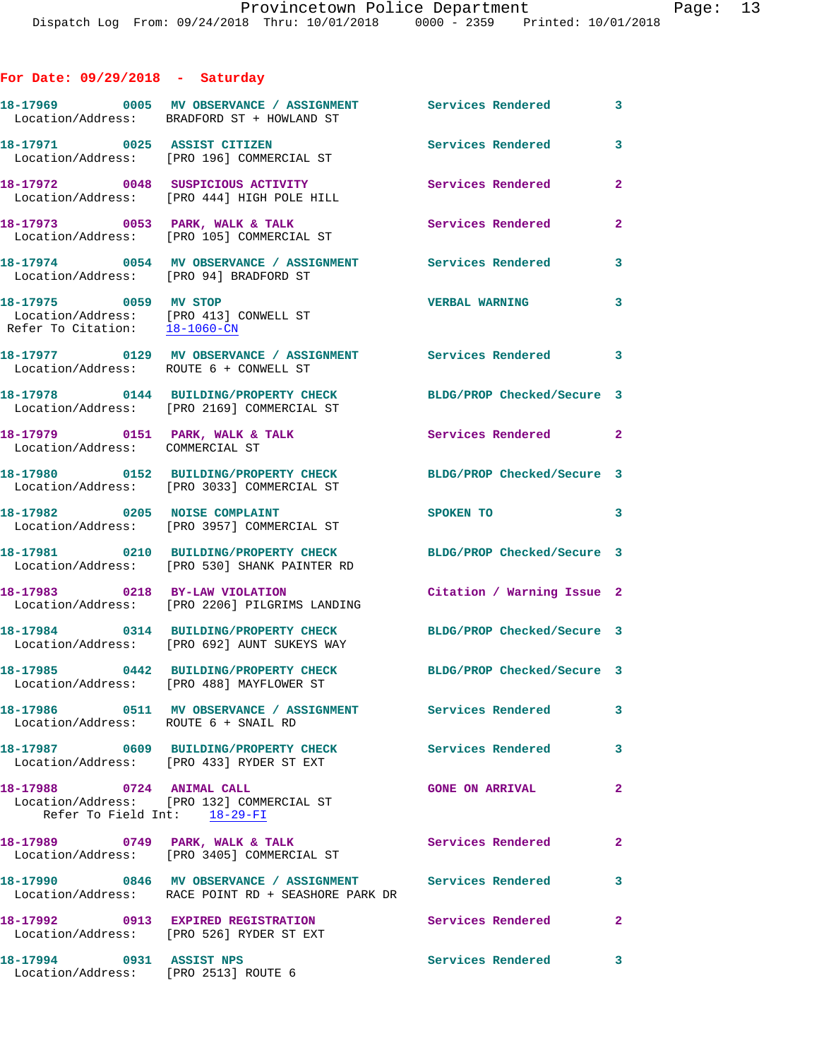## For Date: 09/29/2018 - Saturday

| Call # | Time | Call Type | Disposition | Priority |
|---|---|---|---|---|
| 18-17969 | 0005 | MV OBSERVANCE / ASSIGNMENT | Services Rendered | 3 |
| Location/Address: BRADFORD ST + HOWLAND ST | | | | |
| 18-17971 | 0025 | ASSIST CITIZEN | Services Rendered | 3 |
| Location/Address: [PRO 196] COMMERCIAL ST | | | | |
| 18-17972 | 0048 | SUSPICIOUS ACTIVITY | Services Rendered | 2 |
| Location/Address: [PRO 444] HIGH POLE HILL | | | | |
| 18-17973 | 0053 | PARK, WALK & TALK | Services Rendered | 2 |
| Location/Address: [PRO 105] COMMERCIAL ST | | | | |
| 18-17974 | 0054 | MV OBSERVANCE / ASSIGNMENT | Services Rendered | 3 |
| Location/Address: [PRO 94] BRADFORD ST | | | | |
| 18-17975 | 0059 | MV STOP | VERBAL WARNING | 3 |
| Location/Address: [PRO 413] CONWELL ST; Refer To Citation: 18-1060-CN | | | | |
| 18-17977 | 0129 | MV OBSERVANCE / ASSIGNMENT | Services Rendered | 3 |
| Location/Address: ROUTE 6 + CONWELL ST | | | | |
| 18-17978 | 0144 | BUILDING/PROPERTY CHECK | BLDG/PROP Checked/Secure | 3 |
| Location/Address: [PRO 2169] COMMERCIAL ST | | | | |
| 18-17979 | 0151 | PARK, WALK & TALK | Services Rendered | 2 |
| Location/Address: COMMERCIAL ST | | | | |
| 18-17980 | 0152 | BUILDING/PROPERTY CHECK | BLDG/PROP Checked/Secure | 3 |
| Location/Address: [PRO 3033] COMMERCIAL ST | | | | |
| 18-17982 | 0205 | NOISE COMPLAINT | SPOKEN TO | 3 |
| Location/Address: [PRO 3957] COMMERCIAL ST | | | | |
| 18-17981 | 0210 | BUILDING/PROPERTY CHECK | BLDG/PROP Checked/Secure | 3 |
| Location/Address: [PRO 530] SHANK PAINTER RD | | | | |
| 18-17983 | 0218 | BY-LAW VIOLATION | Citation / Warning Issue | 2 |
| Location/Address: [PRO 2206] PILGRIMS LANDING | | | | |
| 18-17984 | 0314 | BUILDING/PROPERTY CHECK | BLDG/PROP Checked/Secure | 3 |
| Location/Address: [PRO 692] AUNT SUKEYS WAY | | | | |
| 18-17985 | 0442 | BUILDING/PROPERTY CHECK | BLDG/PROP Checked/Secure | 3 |
| Location/Address: [PRO 488] MAYFLOWER ST | | | | |
| 18-17986 | 0511 | MV OBSERVANCE / ASSIGNMENT | Services Rendered | 3 |
| Location/Address: ROUTE 6 + SNAIL RD | | | | |
| 18-17987 | 0609 | BUILDING/PROPERTY CHECK | Services Rendered | 3 |
| Location/Address: [PRO 433] RYDER ST EXT | | | | |
| 18-17988 | 0724 | ANIMAL CALL | GONE ON ARRIVAL | 2 |
| Location/Address: [PRO 132] COMMERCIAL ST; Refer To Field Int: 18-29-FI | | | | |
| 18-17989 | 0749 | PARK, WALK & TALK | Services Rendered | 2 |
| Location/Address: [PRO 3405] COMMERCIAL ST | | | | |
| 18-17990 | 0846 | MV OBSERVANCE / ASSIGNMENT | Services Rendered | 3 |
| Location/Address: RACE POINT RD + SEASHORE PARK DR | | | | |
| 18-17992 | 0913 | EXPIRED REGISTRATION | Services Rendered | 2 |
| Location/Address: [PRO 526] RYDER ST EXT | | | | |
| 18-17994 | 0931 | ASSIST NPS | Services Rendered | 3 |
| Location/Address: [PRO 2513] ROUTE 6 | | | | |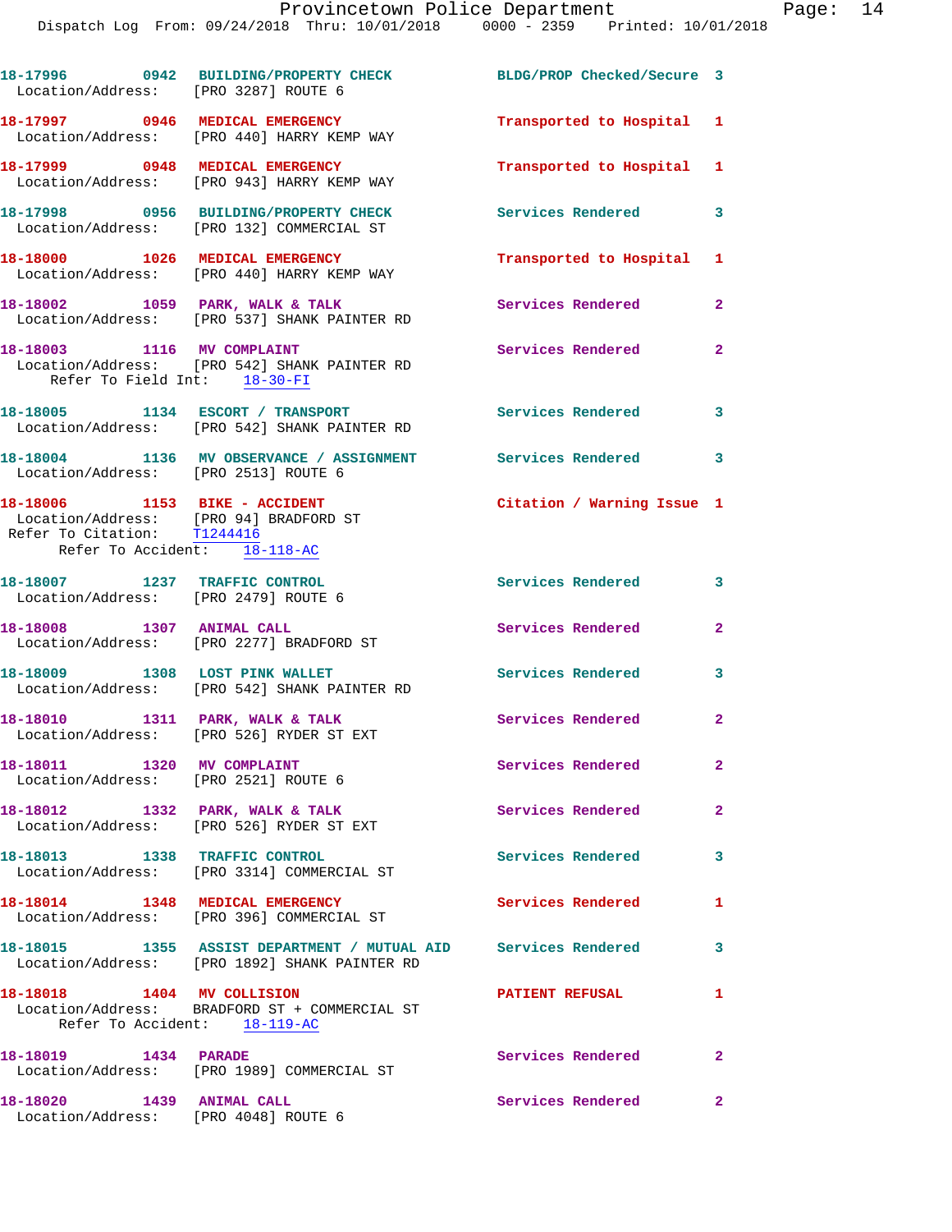18-17996 0942 BUILDING/PROPERTY CHECK BLDG/PROP Checked/Secure 3
Location/Address: [PRO 3287] ROUTE 6

18-17997 0946 MEDICAL EMERGENCY Transported to Hospital 1
Location/Address: [PRO 440] HARRY KEMP WAY

18-17999 0948 MEDICAL EMERGENCY Transported to Hospital 1
Location/Address: [PRO 943] HARRY KEMP WAY

18-17998 0956 BUILDING/PROPERTY CHECK Services Rendered 3
Location/Address: [PRO 132] COMMERCIAL ST

18-18000 1026 MEDICAL EMERGENCY Transported to Hospital 1
Location/Address: [PRO 440] HARRY KEMP WAY

18-18002 1059 PARK, WALK & TALK Services Rendered 2
Location/Address: [PRO 537] SHANK PAINTER RD

18-18003 1116 MV COMPLAINT Services Rendered 2
Location/Address: [PRO 542] SHANK PAINTER RD
Refer To Field Int: 18-30-FI

18-18005 1134 ESCORT / TRANSPORT Services Rendered 3
Location/Address: [PRO 542] SHANK PAINTER RD

18-18004 1136 MV OBSERVANCE / ASSIGNMENT Services Rendered 3
Location/Address: [PRO 2513] ROUTE 6

18-18006 1153 BIKE - ACCIDENT Citation / Warning Issue 1
Location/Address: [PRO 94] BRADFORD ST
Refer To Citation: T1244416
Refer To Accident: 18-118-AC

18-18007 1237 TRAFFIC CONTROL Services Rendered 3
Location/Address: [PRO 2479] ROUTE 6

18-18008 1307 ANIMAL CALL Services Rendered 2
Location/Address: [PRO 2277] BRADFORD ST

18-18009 1308 LOST PINK WALLET Services Rendered 3
Location/Address: [PRO 542] SHANK PAINTER RD

18-18010 1311 PARK, WALK & TALK Services Rendered 2
Location/Address: [PRO 526] RYDER ST EXT

18-18011 1320 MV COMPLAINT Services Rendered 2
Location/Address: [PRO 2521] ROUTE 6

18-18012 1332 PARK, WALK & TALK Services Rendered 2
Location/Address: [PRO 526] RYDER ST EXT

18-18013 1338 TRAFFIC CONTROL Services Rendered 3
Location/Address: [PRO 3314] COMMERCIAL ST

18-18014 1348 MEDICAL EMERGENCY Services Rendered 1
Location/Address: [PRO 396] COMMERCIAL ST

18-18015 1355 ASSIST DEPARTMENT / MUTUAL AID Services Rendered 3
Location/Address: [PRO 1892] SHANK PAINTER RD

18-18018 1404 MV COLLISION PATIENT REFUSAL 1
Location/Address: BRADFORD ST + COMMERCIAL ST
Refer To Accident: 18-119-AC

18-18019 1434 PARADE Services Rendered 2
Location/Address: [PRO 1989] COMMERCIAL ST

18-18020 1439 ANIMAL CALL Services Rendered 2
Location/Address: [PRO 4048] ROUTE 6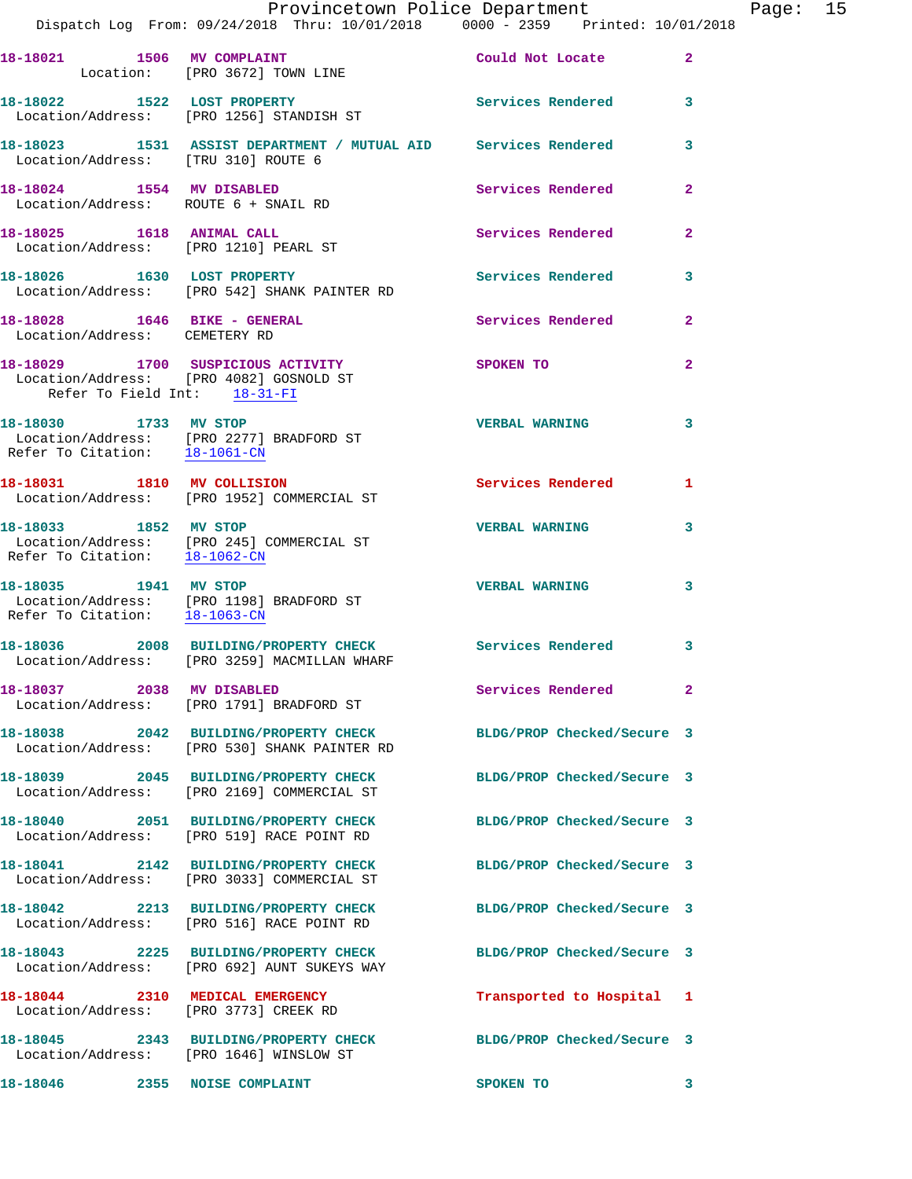18-18021 1506 MV COMPLAINT Could Not Locate 2
Location: [PRO 3672] TOWN LINE

18-18022 1522 LOST PROPERTY Services Rendered 3
Location/Address: [PRO 1256] STANDISH ST

18-18023 1531 ASSIST DEPARTMENT / MUTUAL AID Services Rendered 3
Location/Address: [TRU 310] ROUTE 6

18-18024 1554 MV DISABLED Services Rendered 2
Location/Address: ROUTE 6 + SNAIL RD

18-18025 1618 ANIMAL CALL Services Rendered 2
Location/Address: [PRO 1210] PEARL ST

18-18026 1630 LOST PROPERTY Services Rendered 3
Location/Address: [PRO 542] SHANK PAINTER RD

18-18028 1646 BIKE - GENERAL Services Rendered 2
Location/Address: CEMETERY RD

18-18029 1700 SUSPICIOUS ACTIVITY SPOKEN TO 2
Location/Address: [PRO 4082] GOSNOLD ST
Refer To Field Int: 18-31-FI

18-18030 1733 MV STOP VERBAL WARNING 3
Location/Address: [PRO 2277] BRADFORD ST
Refer To Citation: 18-1061-CN

18-18031 1810 MV COLLISION Services Rendered 1
Location/Address: [PRO 1952] COMMERCIAL ST

18-18033 1852 MV STOP VERBAL WARNING 3
Location/Address: [PRO 245] COMMERCIAL ST
Refer To Citation: 18-1062-CN

18-18035 1941 MV STOP VERBAL WARNING 3
Location/Address: [PRO 1198] BRADFORD ST
Refer To Citation: 18-1063-CN

18-18036 2008 BUILDING/PROPERTY CHECK Services Rendered 3
Location/Address: [PRO 3259] MACMILLAN WHARF

18-18037 2038 MV DISABLED Services Rendered 2
Location/Address: [PRO 1791] BRADFORD ST

18-18038 2042 BUILDING/PROPERTY CHECK BLDG/PROP Checked/Secure 3
Location/Address: [PRO 530] SHANK PAINTER RD

18-18039 2045 BUILDING/PROPERTY CHECK BLDG/PROP Checked/Secure 3
Location/Address: [PRO 2169] COMMERCIAL ST

18-18040 2051 BUILDING/PROPERTY CHECK BLDG/PROP Checked/Secure 3
Location/Address: [PRO 519] RACE POINT RD

18-18041 2142 BUILDING/PROPERTY CHECK BLDG/PROP Checked/Secure 3
Location/Address: [PRO 3033] COMMERCIAL ST

18-18042 2213 BUILDING/PROPERTY CHECK BLDG/PROP Checked/Secure 3
Location/Address: [PRO 516] RACE POINT RD

18-18043 2225 BUILDING/PROPERTY CHECK BLDG/PROP Checked/Secure 3
Location/Address: [PRO 692] AUNT SUKEYS WAY

18-18044 2310 MEDICAL EMERGENCY Transported to Hospital 1
Location/Address: [PRO 3773] CREEK RD

18-18045 2343 BUILDING/PROPERTY CHECK BLDG/PROP Checked/Secure 3
Location/Address: [PRO 1646] WINSLOW ST

18-18046 2355 NOISE COMPLAINT SPOKEN TO 3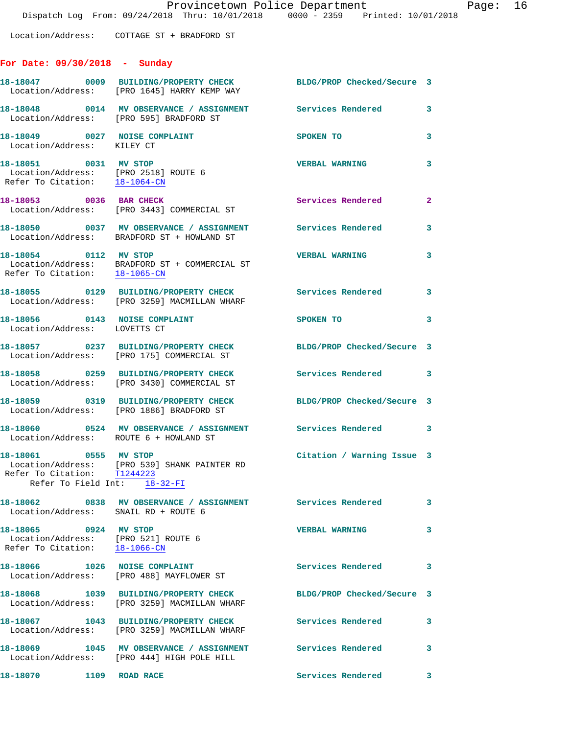Location/Address: COTTAGE ST + BRADFORD ST

## For Date: 09/30/2018 - Sunday

**18-18047 0009 BUILDING/PROPERTY CHECK** — BLDG/PROP Checked/Secure 3
Location/Address: [PRO 1645] HARRY KEMP WAY

**18-18048 0014 MV OBSERVANCE / ASSIGNMENT** — Services Rendered 3
Location/Address: [PRO 595] BRADFORD ST

**18-18049 0027 NOISE COMPLAINT** — SPOKEN TO 3
Location/Address: KILEY CT

**18-18051 0031 MV STOP** — VERBAL WARNING 3
Location/Address: [PRO 2518] ROUTE 6
Refer To Citation: 18-1064-CN

**18-18053 0036 BAR CHECK** — Services Rendered 2
Location/Address: [PRO 3443] COMMERCIAL ST

**18-18050 0037 MV OBSERVANCE / ASSIGNMENT** — Services Rendered 3
Location/Address: BRADFORD ST + HOWLAND ST

**18-18054 0112 MV STOP** — VERBAL WARNING 3
Location/Address: BRADFORD ST + COMMERCIAL ST
Refer To Citation: 18-1065-CN

**18-18055 0129 BUILDING/PROPERTY CHECK** — Services Rendered 3
Location/Address: [PRO 3259] MACMILLAN WHARF

**18-18056 0143 NOISE COMPLAINT** — SPOKEN TO 3
Location/Address: LOVETTS CT

**18-18057 0237 BUILDING/PROPERTY CHECK** — BLDG/PROP Checked/Secure 3
Location/Address: [PRO 175] COMMERCIAL ST

**18-18058 0259 BUILDING/PROPERTY CHECK** — Services Rendered 3
Location/Address: [PRO 3430] COMMERCIAL ST

**18-18059 0319 BUILDING/PROPERTY CHECK** — BLDG/PROP Checked/Secure 3
Location/Address: [PRO 1886] BRADFORD ST

**18-18060 0524 MV OBSERVANCE / ASSIGNMENT** — Services Rendered 3
Location/Address: ROUTE 6 + HOWLAND ST

**18-18061 0555 MV STOP** — Citation / Warning Issue 3
Location/Address: [PRO 539] SHANK PAINTER RD
Refer To Citation: T1244223
Refer To Field Int: 18-32-FI

**18-18062 0838 MV OBSERVANCE / ASSIGNMENT** — Services Rendered 3
Location/Address: SNAIL RD + ROUTE 6

**18-18065 0924 MV STOP** — VERBAL WARNING 3
Location/Address: [PRO 521] ROUTE 6
Refer To Citation: 18-1066-CN

**18-18066 1026 NOISE COMPLAINT** — Services Rendered 3
Location/Address: [PRO 488] MAYFLOWER ST

**18-18068 1039 BUILDING/PROPERTY CHECK** — BLDG/PROP Checked/Secure 3
Location/Address: [PRO 3259] MACMILLAN WHARF

**18-18067 1043 BUILDING/PROPERTY CHECK** — Services Rendered 3
Location/Address: [PRO 3259] MACMILLAN WHARF

**18-18069 1045 MV OBSERVANCE / ASSIGNMENT** — Services Rendered 3
Location/Address: [PRO 444] HIGH POLE HILL

**18-18070 1109 ROAD RACE** — Services Rendered 3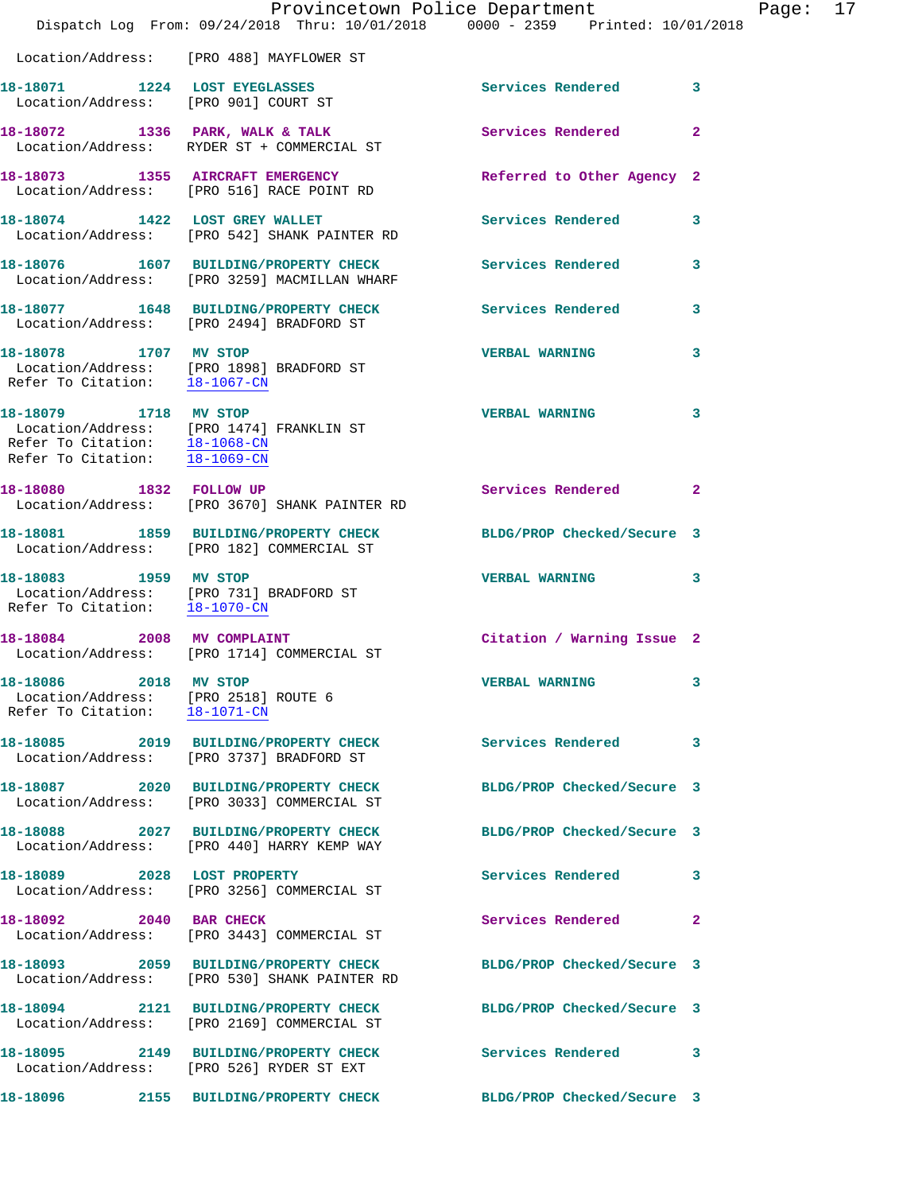Location/Address: [PRO 488] MAYFLOWER ST

18-18071 1224 LOST EYEGLASSES Services Rendered 3
Location/Address: [PRO 901] COURT ST

18-18072 1336 PARK, WALK & TALK Services Rendered 2
Location/Address: RYDER ST + COMMERCIAL ST

18-18073 1355 AIRCRAFT EMERGENCY Referred to Other Agency 2
Location/Address: [PRO 516] RACE POINT RD

18-18074 1422 LOST GREY WALLET Services Rendered 3
Location/Address: [PRO 542] SHANK PAINTER RD

18-18076 1607 BUILDING/PROPERTY CHECK Services Rendered 3
Location/Address: [PRO 3259] MACMILLAN WHARF

18-18077 1648 BUILDING/PROPERTY CHECK Services Rendered 3
Location/Address: [PRO 2494] BRADFORD ST

18-18078 1707 MV STOP VERBAL WARNING 3
Location/Address: [PRO 1898] BRADFORD ST
Refer To Citation: 18-1067-CN

18-18079 1718 MV STOP VERBAL WARNING 3
Location/Address: [PRO 1474] FRANKLIN ST
Refer To Citation: 18-1068-CN
Refer To Citation: 18-1069-CN

18-18080 1832 FOLLOW UP Services Rendered 2
Location/Address: [PRO 3670] SHANK PAINTER RD

18-18081 1859 BUILDING/PROPERTY CHECK BLDG/PROP Checked/Secure 3
Location/Address: [PRO 182] COMMERCIAL ST

18-18083 1959 MV STOP VERBAL WARNING 3
Location/Address: [PRO 731] BRADFORD ST
Refer To Citation: 18-1070-CN

18-18084 2008 MV COMPLAINT Citation / Warning Issue 2
Location/Address: [PRO 1714] COMMERCIAL ST

18-18086 2018 MV STOP VERBAL WARNING 3
Location/Address: [PRO 2518] ROUTE 6
Refer To Citation: 18-1071-CN

18-18085 2019 BUILDING/PROPERTY CHECK Services Rendered 3
Location/Address: [PRO 3737] BRADFORD ST

18-18087 2020 BUILDING/PROPERTY CHECK BLDG/PROP Checked/Secure 3
Location/Address: [PRO 3033] COMMERCIAL ST

18-18088 2027 BUILDING/PROPERTY CHECK BLDG/PROP Checked/Secure 3
Location/Address: [PRO 440] HARRY KEMP WAY

18-18089 2028 LOST PROPERTY Services Rendered 3
Location/Address: [PRO 3256] COMMERCIAL ST

18-18092 2040 BAR CHECK Services Rendered 2
Location/Address: [PRO 3443] COMMERCIAL ST

18-18093 2059 BUILDING/PROPERTY CHECK BLDG/PROP Checked/Secure 3
Location/Address: [PRO 530] SHANK PAINTER RD

18-18094 2121 BUILDING/PROPERTY CHECK BLDG/PROP Checked/Secure 3
Location/Address: [PRO 2169] COMMERCIAL ST

18-18095 2149 BUILDING/PROPERTY CHECK Services Rendered 3
Location/Address: [PRO 526] RYDER ST EXT

18-18096 2155 BUILDING/PROPERTY CHECK BLDG/PROP Checked/Secure 3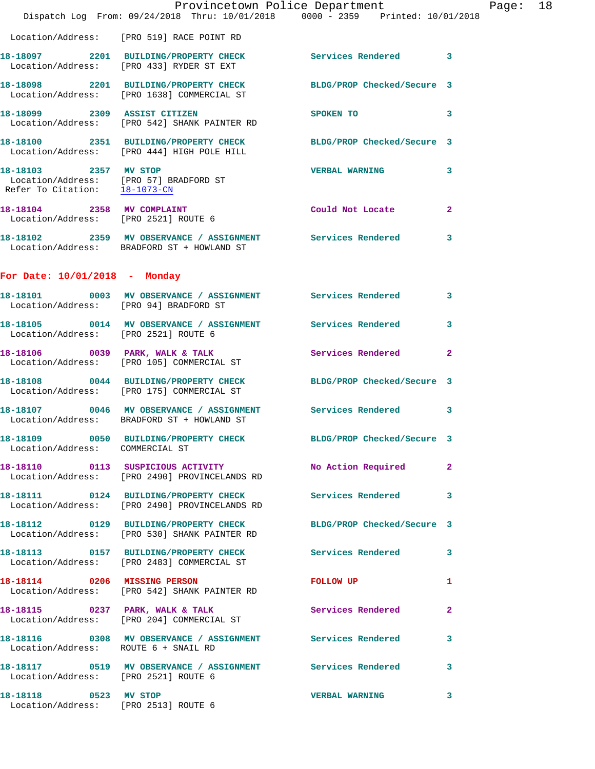Location/Address: [PRO 519] RACE POINT RD

**18-18097** 2201 **BUILDING/PROPERTY CHECK** Services Rendered 3
Location/Address: [PRO 433] RYDER ST EXT

**18-18098** 2201 **BUILDING/PROPERTY CHECK** BLDG/PROP Checked/Secure 3
Location/Address: [PRO 1638] COMMERCIAL ST

**18-18099** 2309 **ASSIST CITIZEN** SPOKEN TO 3
Location/Address: [PRO 542] SHANK PAINTER RD

**18-18100** 2351 **BUILDING/PROPERTY CHECK** BLDG/PROP Checked/Secure 3
Location/Address: [PRO 444] HIGH POLE HILL

**18-18103** 2357 **MV STOP** VERBAL WARNING 3
Location/Address: [PRO 57] BRADFORD ST
Refer To Citation: 18-1073-CN

**18-18104** 2358 **MV COMPLAINT** Could Not Locate 2
Location/Address: [PRO 2521] ROUTE 6

**18-18102** 2359 **MV OBSERVANCE / ASSIGNMENT** Services Rendered 3
Location/Address: BRADFORD ST + HOWLAND ST

## For Date: 10/01/2018 - Monday

**18-18101** 0003 **MV OBSERVANCE / ASSIGNMENT** Services Rendered 3
Location/Address: [PRO 94] BRADFORD ST

**18-18105** 0014 **MV OBSERVANCE / ASSIGNMENT** Services Rendered 3
Location/Address: [PRO 2521] ROUTE 6

**18-18106** 0039 **PARK, WALK & TALK** Services Rendered 2
Location/Address: [PRO 105] COMMERCIAL ST

**18-18108** 0044 **BUILDING/PROPERTY CHECK** BLDG/PROP Checked/Secure 3
Location/Address: [PRO 175] COMMERCIAL ST

**18-18107** 0046 **MV OBSERVANCE / ASSIGNMENT** Services Rendered 3
Location/Address: BRADFORD ST + HOWLAND ST

**18-18109** 0050 **BUILDING/PROPERTY CHECK** BLDG/PROP Checked/Secure 3
Location/Address: COMMERCIAL ST

**18-18110** 0113 **SUSPICIOUS ACTIVITY** No Action Required 2
Location/Address: [PRO 2490] PROVINCELANDS RD

**18-18111** 0124 **BUILDING/PROPERTY CHECK** Services Rendered 3
Location/Address: [PRO 2490] PROVINCELANDS RD

**18-18112** 0129 **BUILDING/PROPERTY CHECK** BLDG/PROP Checked/Secure 3
Location/Address: [PRO 530] SHANK PAINTER RD

**18-18113** 0157 **BUILDING/PROPERTY CHECK** Services Rendered 3
Location/Address: [PRO 2483] COMMERCIAL ST

**18-18114** 0206 **MISSING PERSON** FOLLOW UP 1
Location/Address: [PRO 542] SHANK PAINTER RD

**18-18115** 0237 **PARK, WALK & TALK** Services Rendered 2
Location/Address: [PRO 204] COMMERCIAL ST

**18-18116** 0308 **MV OBSERVANCE / ASSIGNMENT** Services Rendered 3
Location/Address: ROUTE 6 + SNAIL RD

**18-18117** 0519 **MV OBSERVANCE / ASSIGNMENT** Services Rendered 3
Location/Address: [PRO 2521] ROUTE 6

**18-18118** 0523 **MV STOP** VERBAL WARNING 3
Location/Address: [PRO 2513] ROUTE 6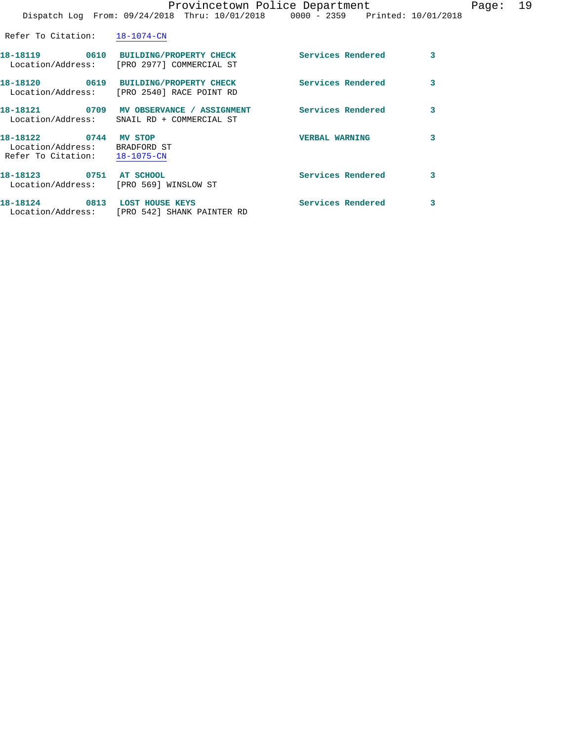Refer To Citation: 18-1074-CN

**18-18119 0610 BUILDING/PROPERTY CHECK** Services Rendered 3
Location/Address: [PRO 2977] COMMERCIAL ST

**18-18120 0619 BUILDING/PROPERTY CHECK** Services Rendered 3
Location/Address: [PRO 2540] RACE POINT RD

**18-18121 0709 MV OBSERVANCE / ASSIGNMENT** Services Rendered 3
Location/Address: SNAIL RD + COMMERCIAL ST

**18-18122 0744 MV STOP** VERBAL WARNING 3
Location/Address: BRADFORD ST
Refer To Citation: 18-1075-CN

**18-18123 0751 AT SCHOOL** Services Rendered 3
Location/Address: [PRO 569] WINSLOW ST

**18-18124 0813 LOST HOUSE KEYS** Services Rendered 3
Location/Address: [PRO 542] SHANK PAINTER RD